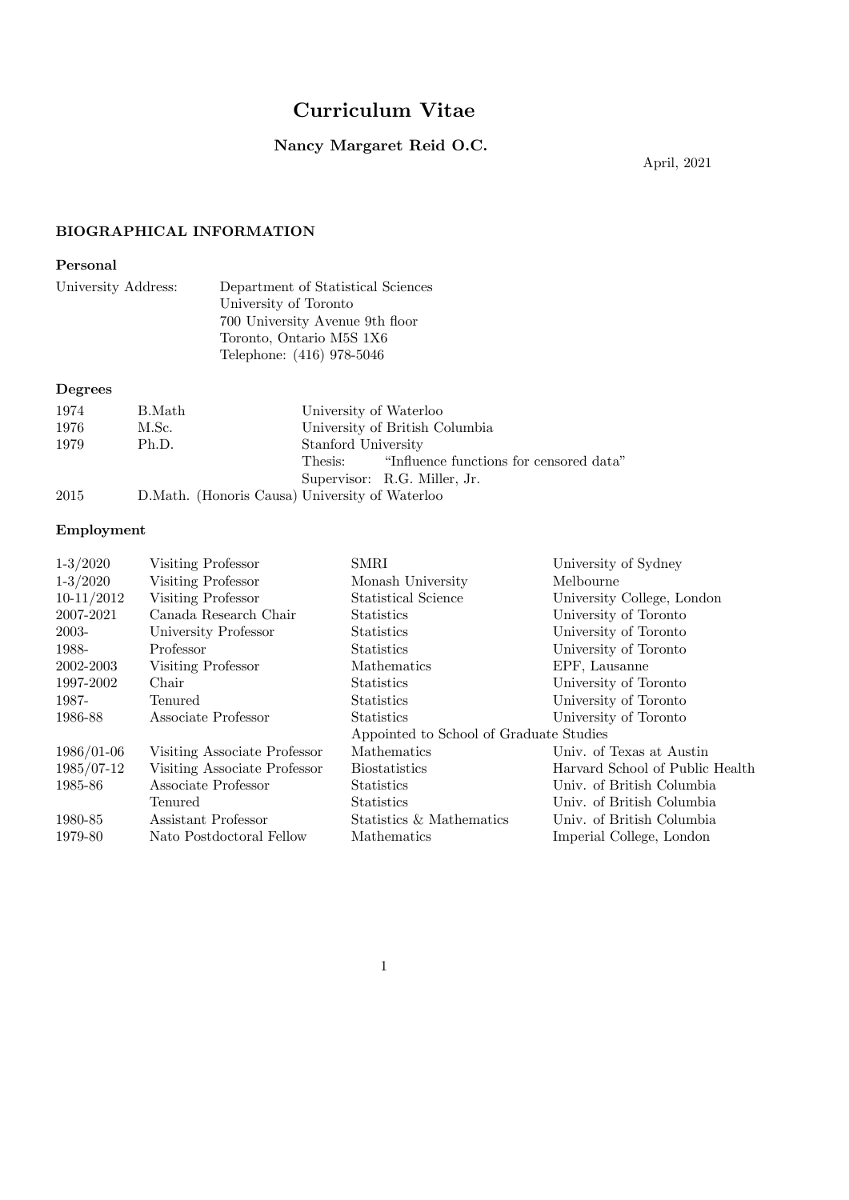# Curriculum Vitae

## Nancy Margaret Reid O.C.

April, 2021

## BIOGRAPHICAL INFORMATION

### Personal

| | |
|---|---|
| University Address: | Department of Statistical Sciences |
| | University of Toronto |
| | 700 University Avenue 9th floor |
| | Toronto, Ontario M5S 1X6 |
| | Telephone: (416) 978-5046 |

### Degrees

| | | |
|---|---|---|
| 1974 | B.Math | University of Waterloo |
| 1976 | M.Sc. | University of British Columbia |
| 1979 | Ph.D. | Stanford University |
| | | Thesis: "Influence functions for censored data" |
| | | Supervisor: R.G. Miller, Jr. |
| 2015 | D.Math. (Honoris Causa) | University of Waterloo |

### Employment

| | | | |
|---|---|---|---|
| 1-3/2020 | Visiting Professor | SMRI | University of Sydney |
| 1-3/2020 | Visiting Professor | Monash University | Melbourne |
| 10-11/2012 | Visiting Professor | Statistical Science | University College, London |
| 2007-2021 | Canada Research Chair | Statistics | University of Toronto |
| 2003- | University Professor | Statistics | University of Toronto |
| 1988- | Professor | Statistics | University of Toronto |
| 2002-2003 | Visiting Professor | Mathematics | EPF, Lausanne |
| 1997-2002 | Chair | Statistics | University of Toronto |
| 1987- | Tenured | Statistics | University of Toronto |
| 1986-88 | Associate Professor | Statistics | University of Toronto |
| | | Appointed to School of Graduate Studies | |
| 1986/01-06 | Visiting Associate Professor | Mathematics | Univ. of Texas at Austin |
| 1985/07-12 | Visiting Associate Professor | Biostatistics | Harvard School of Public Health |
| 1985-86 | Associate Professor | Statistics | Univ. of British Columbia |
| | Tenured | Statistics | Univ. of British Columbia |
| 1980-85 | Assistant Professor | Statistics & Mathematics | Univ. of British Columbia |
| 1979-80 | Nato Postdoctoral Fellow | Mathematics | Imperial College, London |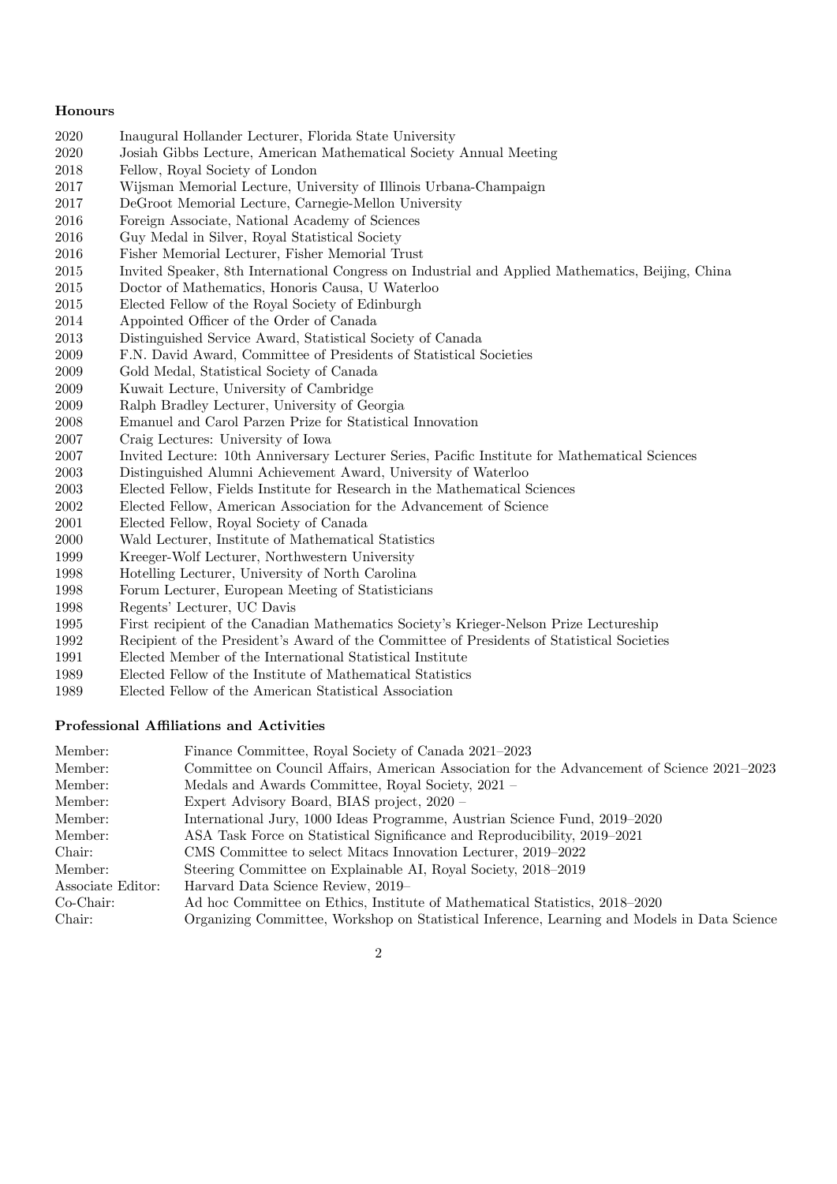### Honours

| | |
|---|---|
| 2020 | Inaugural Hollander Lecturer, Florida State University |
| 2020 | Josiah Gibbs Lecture, American Mathematical Society Annual Meeting |
| 2018 | Fellow, Royal Society of London |
| 2017 | Wijsman Memorial Lecture, University of Illinois Urbana-Champaign |
| 2017 | DeGroot Memorial Lecture, Carnegie-Mellon University |
| 2016 | Foreign Associate, National Academy of Sciences |
| 2016 | Guy Medal in Silver, Royal Statistical Society |
| 2016 | Fisher Memorial Lecturer, Fisher Memorial Trust |
| 2015 | Invited Speaker, 8th International Congress on Industrial and Applied Mathematics, Beijing, China |
| 2015 | Doctor of Mathematics, Honoris Causa, U Waterloo |
| 2015 | Elected Fellow of the Royal Society of Edinburgh |
| 2014 | Appointed Officer of the Order of Canada |
| 2013 | Distinguished Service Award, Statistical Society of Canada |
| 2009 | F.N. David Award, Committee of Presidents of Statistical Societies |
| 2009 | Gold Medal, Statistical Society of Canada |
| 2009 | Kuwait Lecture, University of Cambridge |
| 2009 | Ralph Bradley Lecturer, University of Georgia |
| 2008 | Emanuel and Carol Parzen Prize for Statistical Innovation |
| 2007 | Craig Lectures: University of Iowa |
| 2007 | Invited Lecture: 10th Anniversary Lecturer Series, Pacific Institute for Mathematical Sciences |
| 2003 | Distinguished Alumni Achievement Award, University of Waterloo |
| 2003 | Elected Fellow, Fields Institute for Research in the Mathematical Sciences |
| 2002 | Elected Fellow, American Association for the Advancement of Science |
| 2001 | Elected Fellow, Royal Society of Canada |
| 2000 | Wald Lecturer, Institute of Mathematical Statistics |
| 1999 | Kreeger-Wolf Lecturer, Northwestern University |
| 1998 | Hotelling Lecturer, University of North Carolina |
| 1998 | Forum Lecturer, European Meeting of Statisticians |
| 1998 | Regents' Lecturer, UC Davis |
| 1995 | First recipient of the Canadian Mathematics Society's Krieger-Nelson Prize Lectureship |
| 1992 | Recipient of the President's Award of the Committee of Presidents of Statistical Societies |
| 1991 | Elected Member of the International Statistical Institute |
| 1989 | Elected Fellow of the Institute of Mathematical Statistics |
| 1989 | Elected Fellow of the American Statistical Association |

### Professional Affiliations and Activities

| | |
|---|---|
| Member: | Finance Committee, Royal Society of Canada 2021–2023 |
| Member: | Committee on Council Affairs, American Association for the Advancement of Science 2021–2023 |
| Member: | Medals and Awards Committee, Royal Society, 2021 – |
| Member: | Expert Advisory Board, BIAS project, 2020 – |
| Member: | International Jury, 1000 Ideas Programme, Austrian Science Fund, 2019–2020 |
| Member: | ASA Task Force on Statistical Significance and Reproducibility, 2019–2021 |
| Chair: | CMS Committee to select Mitacs Innovation Lecturer, 2019–2022 |
| Member: | Steering Committee on Explainable AI, Royal Society, 2018–2019 |
| Associate Editor: | Harvard Data Science Review, 2019– |
| Co-Chair: | Ad hoc Committee on Ethics, Institute of Mathematical Statistics, 2018–2020 |
| Chair: | Organizing Committee, Workshop on Statistical Inference, Learning and Models in Data Science |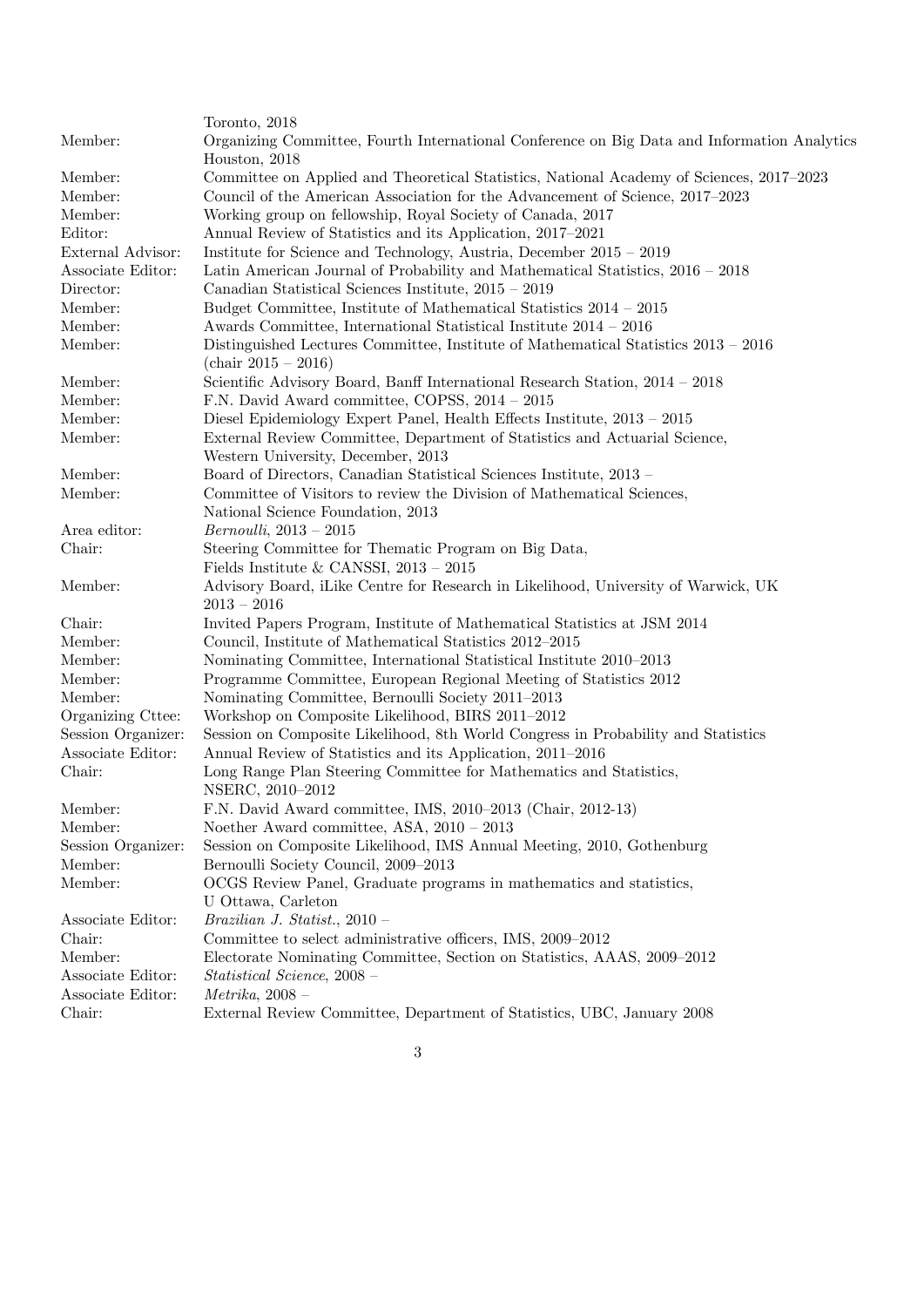| | |
|---|---|
| | Toronto, 2018 |
| Member: | Organizing Committee, Fourth International Conference on Big Data and Information Analytics Houston, 2018 |
| Member: | Committee on Applied and Theoretical Statistics, National Academy of Sciences, 2017–2023 |
| Member: | Council of the American Association for the Advancement of Science, 2017–2023 |
| Member: | Working group on fellowship, Royal Society of Canada, 2017 |
| Editor: | Annual Review of Statistics and its Application, 2017–2021 |
| External Advisor: | Institute for Science and Technology, Austria, December 2015 – 2019 |
| Associate Editor: | Latin American Journal of Probability and Mathematical Statistics, 2016 – 2018 |
| Director: | Canadian Statistical Sciences Institute, 2015 – 2019 |
| Member: | Budget Committee, Institute of Mathematical Statistics 2014 – 2015 |
| Member: | Awards Committee, International Statistical Institute 2014 – 2016 |
| Member: | Distinguished Lectures Committee, Institute of Mathematical Statistics 2013 – 2016 (chair 2015 – 2016) |
| Member: | Scientific Advisory Board, Banff International Research Station, 2014 – 2018 |
| Member: | F.N. David Award committee, COPSS, 2014 – 2015 |
| Member: | Diesel Epidemiology Expert Panel, Health Effects Institute, 2013 – 2015 |
| Member: | External Review Committee, Department of Statistics and Actuarial Science, Western University, December, 2013 |
| Member: | Board of Directors, Canadian Statistical Sciences Institute, 2013 – |
| Member: | Committee of Visitors to review the Division of Mathematical Sciences, National Science Foundation, 2013 |
| Area editor: | *Bernoulli*, 2013 – 2015 |
| Chair: | Steering Committee for Thematic Program on Big Data, Fields Institute & CANSSI, 2013 – 2015 |
| Member: | Advisory Board, iLike Centre for Research in Likelihood, University of Warwick, UK 2013 – 2016 |
| Chair: | Invited Papers Program, Institute of Mathematical Statistics at JSM 2014 |
| Member: | Council, Institute of Mathematical Statistics 2012–2015 |
| Member: | Nominating Committee, International Statistical Institute 2010–2013 |
| Member: | Programme Committee, European Regional Meeting of Statistics 2012 |
| Member: | Nominating Committee, Bernoulli Society 2011–2013 |
| Organizing Cttee: | Workshop on Composite Likelihood, BIRS 2011–2012 |
| Session Organizer: | Session on Composite Likelihood, 8th World Congress in Probability and Statistics |
| Associate Editor: | Annual Review of Statistics and its Application, 2011–2016 |
| Chair: | Long Range Plan Steering Committee for Mathematics and Statistics, NSERC, 2010–2012 |
| Member: | F.N. David Award committee, IMS, 2010–2013 (Chair, 2012-13) |
| Member: | Noether Award committee, ASA, 2010 – 2013 |
| Session Organizer: | Session on Composite Likelihood, IMS Annual Meeting, 2010, Gothenburg |
| Member: | Bernoulli Society Council, 2009–2013 |
| Member: | OCGS Review Panel, Graduate programs in mathematics and statistics, U Ottawa, Carleton |
| Associate Editor: | *Brazilian J. Statist.*, 2010 – |
| Chair: | Committee to select administrative officers, IMS, 2009–2012 |
| Member: | Electorate Nominating Committee, Section on Statistics, AAAS, 2009–2012 |
| Associate Editor: | *Statistical Science*, 2008 – |
| Associate Editor: | *Metrika*, 2008 – |
| Chair: | External Review Committee, Department of Statistics, UBC, January 2008 |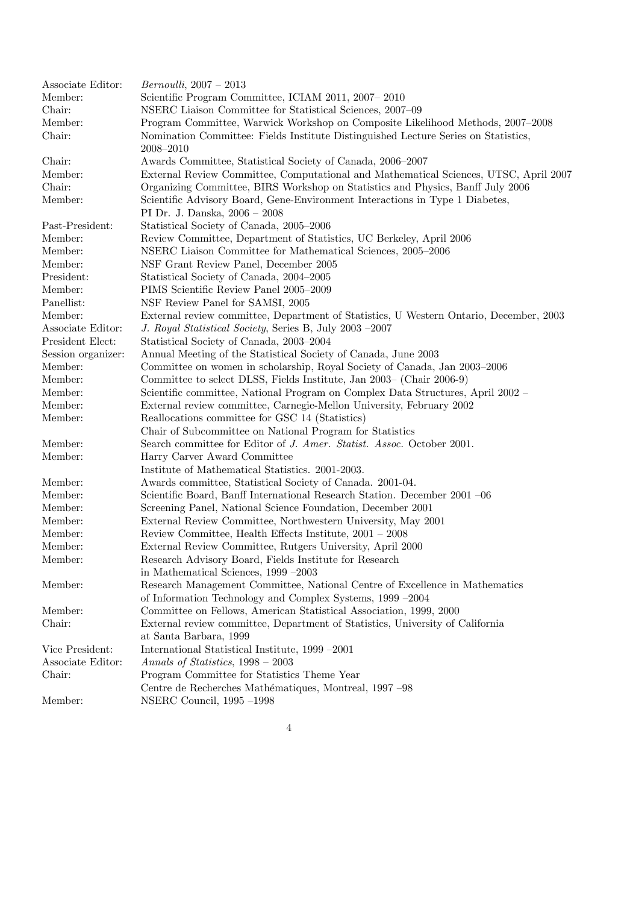| | |
|---|---|
| Associate Editor: | *Bernoulli*, 2007 – 2013 |
| Member: | Scientific Program Committee, ICIAM 2011, 2007– 2010 |
| Chair: | NSERC Liaison Committee for Statistical Sciences, 2007–09 |
| Member: | Program Committee, Warwick Workshop on Composite Likelihood Methods, 2007–2008 |
| Chair: | Nomination Committee: Fields Institute Distinguished Lecture Series on Statistics, 2008–2010 |
| Chair: | Awards Committee, Statistical Society of Canada, 2006–2007 |
| Member: | External Review Committee, Computational and Mathematical Sciences, UTSC, April 2007 |
| Chair: | Organizing Committee, BIRS Workshop on Statistics and Physics, Banff July 2006 |
| Member: | Scientific Advisory Board, Gene-Environment Interactions in Type 1 Diabetes, PI Dr. J. Danska, 2006 – 2008 |
| Past-President: | Statistical Society of Canada, 2005–2006 |
| Member: | Review Committee, Department of Statistics, UC Berkeley, April 2006 |
| Member: | NSERC Liaison Committee for Mathematical Sciences, 2005–2006 |
| Member: | NSF Grant Review Panel, December 2005 |
| President: | Statistical Society of Canada, 2004–2005 |
| Member: | PIMS Scientific Review Panel 2005–2009 |
| Panellist: | NSF Review Panel for SAMSI, 2005 |
| Member: | External review committee, Department of Statistics, U Western Ontario, December, 2003 |
| Associate Editor: | *J. Royal Statistical Society*, Series B, July 2003 –2007 |
| President Elect: | Statistical Society of Canada, 2003–2004 |
| Session organizer: | Annual Meeting of the Statistical Society of Canada, June 2003 |
| Member: | Committee on women in scholarship, Royal Society of Canada, Jan 2003–2006 |
| Member: | Committee to select DLSS, Fields Institute, Jan 2003– (Chair 2006-9) |
| Member: | Scientific committee, National Program on Complex Data Structures, April 2002 – |
| Member: | External review committee, Carnegie-Mellon University, February 2002 |
| Member: | Reallocations committee for GSC 14 (Statistics) Chair of Subcommittee on National Program for Statistics |
| Member: | Search committee for Editor of *J. Amer. Statist. Assoc.* October 2001. |
| Member: | Harry Carver Award Committee Institute of Mathematical Statistics. 2001-2003. |
| Member: | Awards committee, Statistical Society of Canada. 2001-04. |
| Member: | Scientific Board, Banff International Research Station. December 2001 –06 |
| Member: | Screening Panel, National Science Foundation, December 2001 |
| Member: | External Review Committee, Northwestern University, May 2001 |
| Member: | Review Committee, Health Effects Institute, 2001 – 2008 |
| Member: | External Review Committee, Rutgers University, April 2000 |
| Member: | Research Advisory Board, Fields Institute for Research in Mathematical Sciences, 1999 –2003 |
| Member: | Research Management Committee, National Centre of Excellence in Mathematics of Information Technology and Complex Systems, 1999 –2004 |
| Member: | Committee on Fellows, American Statistical Association, 1999, 2000 |
| Chair: | External review committee, Department of Statistics, University of California at Santa Barbara, 1999 |
| Vice President: | International Statistical Institute, 1999 –2001 |
| Associate Editor: | *Annals of Statistics*, 1998 – 2003 |
| Chair: | Program Committee for Statistics Theme Year Centre de Recherches Mathématiques, Montreal, 1997 –98 |
| Member: | NSERC Council, 1995 –1998 |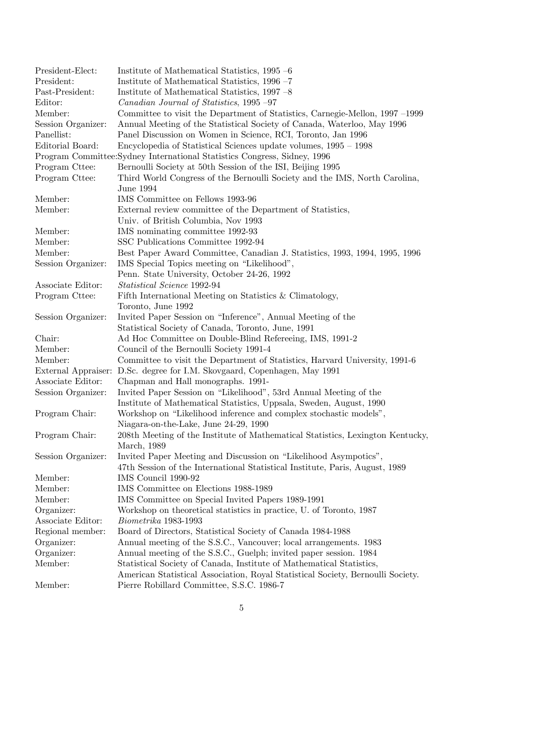| | |
|---|---|
| President-Elect: | Institute of Mathematical Statistics, 1995 –6 |
| President: | Institute of Mathematical Statistics, 1996 –7 |
| Past-President: | Institute of Mathematical Statistics, 1997 –8 |
| Editor: | *Canadian Journal of Statistics*, 1995 –97 |
| Member: | Committee to visit the Department of Statistics, Carnegie-Mellon, 1997 –1999 |
| Session Organizer: | Annual Meeting of the Statistical Society of Canada, Waterloo, May 1996 |
| Panellist: | Panel Discussion on Women in Science, RCI, Toronto, Jan 1996 |
| Editorial Board: | Encyclopedia of Statistical Sciences update volumes, 1995 – 1998 |
| Program Committee: | Sydney International Statistics Congress, Sidney, 1996 |
| Program Cttee: | Bernoulli Society at 50th Session of the ISI, Beijing 1995 |
| Program Cttee: | Third World Congress of the Bernoulli Society and the IMS, North Carolina, June 1994 |
| Member: | IMS Committee on Fellows 1993-96 |
| Member: | External review committee of the Department of Statistics, Univ. of British Columbia, Nov 1993 |
| Member: | IMS nominating committee 1992-93 |
| Member: | SSC Publications Committee 1992-94 |
| Member: | Best Paper Award Committee, Canadian J. Statistics, 1993, 1994, 1995, 1996 |
| Session Organizer: | IMS Special Topics meeting on "Likelihood", Penn. State University, October 24-26, 1992 |
| Associate Editor: | *Statistical Science* 1992-94 |
| Program Cttee: | Fifth International Meeting on Statistics & Climatology, Toronto, June 1992 |
| Session Organizer: | Invited Paper Session on "Inference", Annual Meeting of the Statistical Society of Canada, Toronto, June, 1991 |
| Chair: | Ad Hoc Committee on Double-Blind Refereeing, IMS, 1991-2 |
| Member: | Council of the Bernoulli Society 1991-4 |
| Member: | Committee to visit the Department of Statistics, Harvard University, 1991-6 |
| External Appraiser: | D.Sc. degree for I.M. Skovgaard, Copenhagen, May 1991 |
| Associate Editor: | Chapman and Hall monographs. 1991- |
| Session Organizer: | Invited Paper Session on "Likelihood", 53rd Annual Meeting of the Institute of Mathematical Statistics, Uppsala, Sweden, August, 1990 |
| Program Chair: | Workshop on "Likelihood inference and complex stochastic models", Niagara-on-the-Lake, June 24-29, 1990 |
| Program Chair: | 208th Meeting of the Institute of Mathematical Statistics, Lexington Kentucky, March, 1989 |
| Session Organizer: | Invited Paper Meeting and Discussion on "Likelihood Asympotics", 47th Session of the International Statistical Institute, Paris, August, 1989 |
| Member: | IMS Council 1990-92 |
| Member: | IMS Committee on Elections 1988-1989 |
| Member: | IMS Committee on Special Invited Papers 1989-1991 |
| Organizer: | Workshop on theoretical statistics in practice, U. of Toronto, 1987 |
| Associate Editor: | *Biometrika* 1983-1993 |
| Regional member: | Board of Directors, Statistical Society of Canada 1984-1988 |
| Organizer: | Annual meeting of the S.S.C., Vancouver; local arrangements. 1983 |
| Organizer: | Annual meeting of the S.S.C., Guelph; invited paper session. 1984 |
| Member: | Statistical Society of Canada, Institute of Mathematical Statistics, American Statistical Association, Royal Statistical Society, Bernoulli Society. |
| Member: | Pierre Robillard Committee, S.S.C. 1986-7 |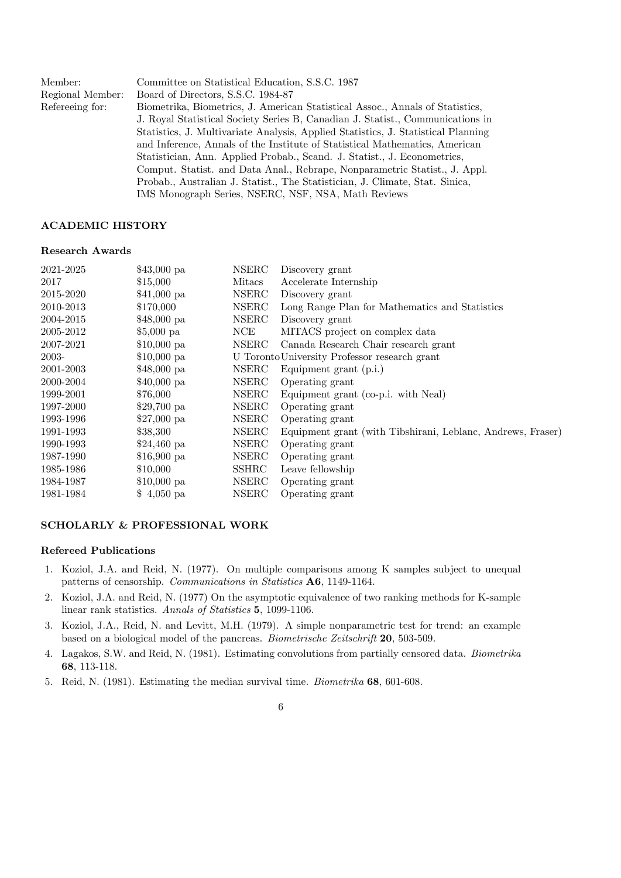| | |
|---|---|
| Member: | Committee on Statistical Education, S.S.C. 1987 |
| Regional Member: | Board of Directors, S.S.C. 1984-87 |
| Refereeing for: | Biometrika, Biometrics, J. American Statistical Assoc., Annals of Statistics, J. Royal Statistical Society Series B, Canadian J. Statist., Communications in Statistics, J. Multivariate Analysis, Applied Statistics, J. Statistical Planning and Inference, Annals of the Institute of Statistical Mathematics, American Statistician, Ann. Applied Probab., Scand. J. Statist., J. Econometrics, Comput. Statist. and Data Anal., Rebrape, Nonparametric Statist., J. Appl. Probab., Australian J. Statist., The Statistician, J. Climate, Stat. Sinica, IMS Monograph Series, NSERC, NSF, NSA, Math Reviews |

## ACADEMIC HISTORY

### Research Awards

| | | | |
|---|---|---|---|
| 2021-2025 | \$43,000 pa | NSERC | Discovery grant |
| 2017 | \$15,000 | Mitacs | Accelerate Internship |
| 2015-2020 | \$41,000 pa | NSERC | Discovery grant |
| 2010-2013 | \$170,000 | NSERC | Long Range Plan for Mathematics and Statistics |
| 2004-2015 | \$48,000 pa | NSERC | Discovery grant |
| 2005-2012 | \$5,000 pa | NCE | MITACS project on complex data |
| 2007-2021 | \$10,000 pa | NSERC | Canada Research Chair research grant |
| 2003- | \$10,000 pa | U Toronto | University Professor research grant |
| 2001-2003 | \$48,000 pa | NSERC | Equipment grant (p.i.) |
| 2000-2004 | \$40,000 pa | NSERC | Operating grant |
| 1999-2001 | \$76,000 | NSERC | Equipment grant (co-p.i. with Neal) |
| 1997-2000 | \$29,700 pa | NSERC | Operating grant |
| 1993-1996 | \$27,000 pa | NSERC | Operating grant |
| 1991-1993 | \$38,300 | NSERC | Equipment grant (with Tibshirani, Leblanc, Andrews, Fraser) |
| 1990-1993 | \$24,460 pa | NSERC | Operating grant |
| 1987-1990 | \$16,900 pa | NSERC | Operating grant |
| 1985-1986 | \$10,000 | SSHRC | Leave fellowship |
| 1984-1987 | \$10,000 pa | NSERC | Operating grant |
| 1981-1984 | \$ 4,050 pa | NSERC | Operating grant |

## SCHOLARLY & PROFESSIONAL WORK

### Refereed Publications

1. Koziol, J.A. and Reid, N. (1977). On multiple comparisons among K samples subject to unequal patterns of censorship. *Communications in Statistics* **A6**, 1149-1164.
2. Koziol, J.A. and Reid, N. (1977) On the asymptotic equivalence of two ranking methods for K-sample linear rank statistics. *Annals of Statistics* **5**, 1099-1106.
3. Koziol, J.A., Reid, N. and Levitt, M.H. (1979). A simple nonparametric test for trend: an example based on a biological model of the pancreas. *Biometrische Zeitschrift* **20**, 503-509.
4. Lagakos, S.W. and Reid, N. (1981). Estimating convolutions from partially censored data. *Biometrika* **68**, 113-118.
5. Reid, N. (1981). Estimating the median survival time. *Biometrika* **68**, 601-608.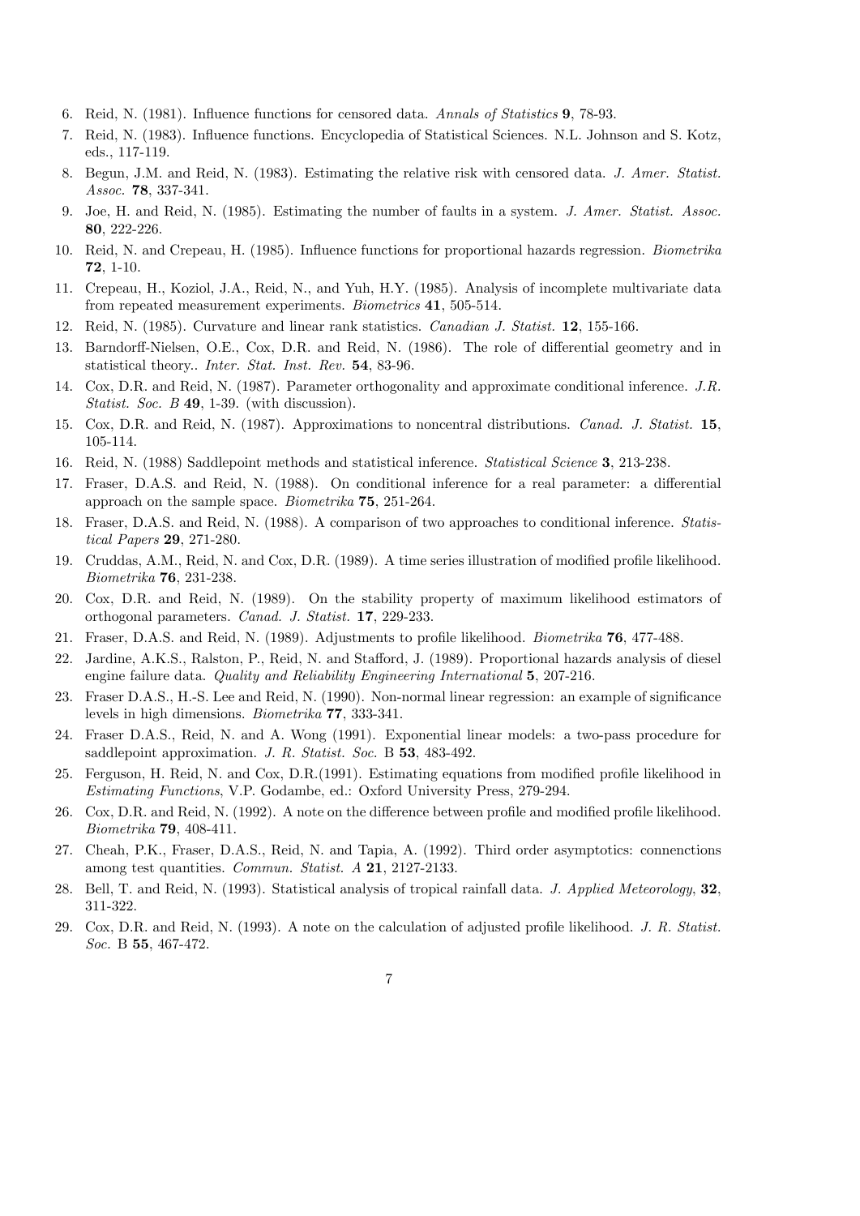6. Reid, N. (1981). Influence functions for censored data. *Annals of Statistics* **9**, 78-93.
7. Reid, N. (1983). Influence functions. Encyclopedia of Statistical Sciences. N.L. Johnson and S. Kotz, eds., 117-119.
8. Begun, J.M. and Reid, N. (1983). Estimating the relative risk with censored data. *J. Amer. Statist. Assoc.* **78**, 337-341.
9. Joe, H. and Reid, N. (1985). Estimating the number of faults in a system. *J. Amer. Statist. Assoc.* **80**, 222-226.
10. Reid, N. and Crepeau, H. (1985). Influence functions for proportional hazards regression. *Biometrika* **72**, 1-10.
11. Crepeau, H., Koziol, J.A., Reid, N., and Yuh, H.Y. (1985). Analysis of incomplete multivariate data from repeated measurement experiments. *Biometrics* **41**, 505-514.
12. Reid, N. (1985). Curvature and linear rank statistics. *Canadian J. Statist.* **12**, 155-166.
13. Barndorff-Nielsen, O.E., Cox, D.R. and Reid, N. (1986). The role of differential geometry and in statistical theory.. *Inter. Stat. Inst. Rev.* **54**, 83-96.
14. Cox, D.R. and Reid, N. (1987). Parameter orthogonality and approximate conditional inference. *J.R. Statist. Soc. B* **49**, 1-39. (with discussion).
15. Cox, D.R. and Reid, N. (1987). Approximations to noncentral distributions. *Canad. J. Statist.* **15**, 105-114.
16. Reid, N. (1988) Saddlepoint methods and statistical inference. *Statistical Science* **3**, 213-238.
17. Fraser, D.A.S. and Reid, N. (1988). On conditional inference for a real parameter: a differential approach on the sample space. *Biometrika* **75**, 251-264.
18. Fraser, D.A.S. and Reid, N. (1988). A comparison of two approaches to conditional inference. *Statistical Papers* **29**, 271-280.
19. Cruddas, A.M., Reid, N. and Cox, D.R. (1989). A time series illustration of modified profile likelihood. *Biometrika* **76**, 231-238.
20. Cox, D.R. and Reid, N. (1989). On the stability property of maximum likelihood estimators of orthogonal parameters. *Canad. J. Statist.* **17**, 229-233.
21. Fraser, D.A.S. and Reid, N. (1989). Adjustments to profile likelihood. *Biometrika* **76**, 477-488.
22. Jardine, A.K.S., Ralston, P., Reid, N. and Stafford, J. (1989). Proportional hazards analysis of diesel engine failure data. *Quality and Reliability Engineering International* **5**, 207-216.
23. Fraser D.A.S., H.-S. Lee and Reid, N. (1990). Non-normal linear regression: an example of significance levels in high dimensions. *Biometrika* **77**, 333-341.
24. Fraser D.A.S., Reid, N. and A. Wong (1991). Exponential linear models: a two-pass procedure for saddlepoint approximation. *J. R. Statist. Soc.* B **53**, 483-492.
25. Ferguson, H. Reid, N. and Cox, D.R.(1991). Estimating equations from modified profile likelihood in *Estimating Functions*, V.P. Godambe, ed.: Oxford University Press, 279-294.
26. Cox, D.R. and Reid, N. (1992). A note on the difference between profile and modified profile likelihood. *Biometrika* **79**, 408-411.
27. Cheah, P.K., Fraser, D.A.S., Reid, N. and Tapia, A. (1992). Third order asymptotics: connections among test quantities. *Commun. Statist. A* **21**, 2127-2133.
28. Bell, T. and Reid, N. (1993). Statistical analysis of tropical rainfall data. *J. Applied Meteorology*, **32**, 311-322.
29. Cox, D.R. and Reid, N. (1993). A note on the calculation of adjusted profile likelihood. *J. R. Statist. Soc.* B **55**, 467-472.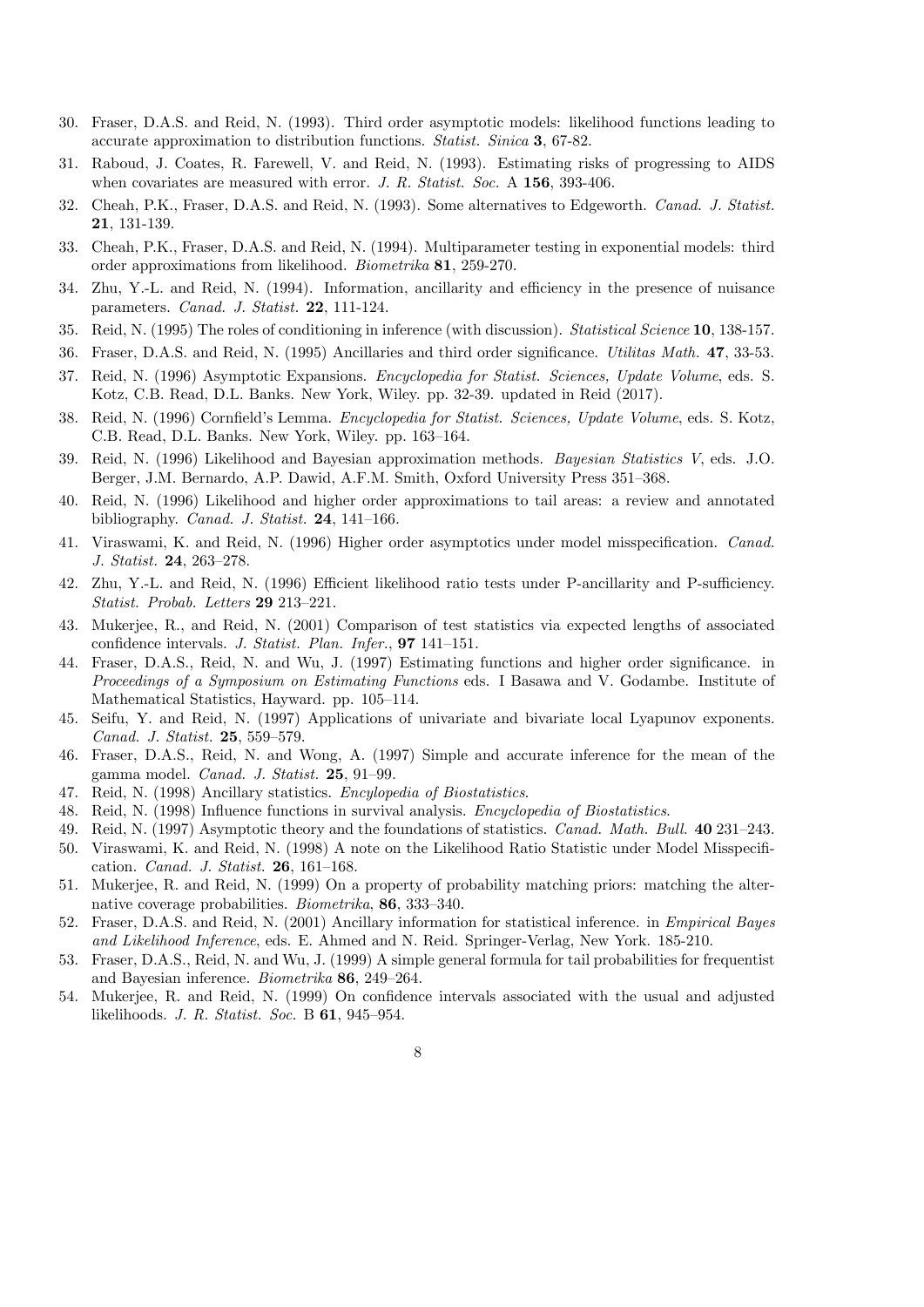30. Fraser, D.A.S. and Reid, N. (1993). Third order asymptotic models: likelihood functions leading to accurate approximation to distribution functions. *Statist. Sinica* **3**, 67-82.
31. Raboud, J. Coates, R. Farewell, V. and Reid, N. (1993). Estimating risks of progressing to AIDS when covariates are measured with error. *J. R. Statist. Soc.* A **156**, 393-406.
32. Cheah, P.K., Fraser, D.A.S. and Reid, N. (1993). Some alternatives to Edgeworth. *Canad. J. Statist.* **21**, 131-139.
33. Cheah, P.K., Fraser, D.A.S. and Reid, N. (1994). Multiparameter testing in exponential models: third order approximations from likelihood. *Biometrika* **81**, 259-270.
34. Zhu, Y.-L. and Reid, N. (1994). Information, ancillarity and efficiency in the presence of nuisance parameters. *Canad. J. Statist.* **22**, 111-124.
35. Reid, N. (1995) The roles of conditioning in inference (with discussion). *Statistical Science* **10**, 138-157.
36. Fraser, D.A.S. and Reid, N. (1995) Ancillaries and third order significance. *Utilitas Math.* **47**, 33-53.
37. Reid, N. (1996) Asymptotic Expansions. *Encyclopedia for Statist. Sciences, Update Volume*, eds. S. Kotz, C.B. Read, D.L. Banks. New York, Wiley. pp. 32-39. updated in Reid (2017).
38. Reid, N. (1996) Cornfield's Lemma. *Encyclopedia for Statist. Sciences, Update Volume*, eds. S. Kotz, C.B. Read, D.L. Banks. New York, Wiley. pp. 163–164.
39. Reid, N. (1996) Likelihood and Bayesian approximation methods. *Bayesian Statistics V*, eds. J.O. Berger, J.M. Bernardo, A.P. Dawid, A.F.M. Smith, Oxford University Press 351–368.
40. Reid, N. (1996) Likelihood and higher order approximations to tail areas: a review and annotated bibliography. *Canad. J. Statist.* **24**, 141–166.
41. Viraswami, K. and Reid, N. (1996) Higher order asymptotics under model misspecification. *Canad. J. Statist.* **24**, 263–278.
42. Zhu, Y.-L. and Reid, N. (1996) Efficient likelihood ratio tests under P-ancillarity and P-sufficiency. *Statist. Probab. Letters* **29** 213–221.
43. Mukerjee, R., and Reid, N. (2001) Comparison of test statistics via expected lengths of associated confidence intervals. *J. Statist. Plan. Infer.*, **97** 141–151.
44. Fraser, D.A.S., Reid, N. and Wu, J. (1997) Estimating functions and higher order significance. in *Proceedings of a Symposium on Estimating Functions* eds. I Basawa and V. Godambe. Institute of Mathematical Statistics, Hayward. pp. 105–114.
45. Seifu, Y. and Reid, N. (1997) Applications of univariate and bivariate local Lyapunov exponents. *Canad. J. Statist.* **25**, 559–579.
46. Fraser, D.A.S., Reid, N. and Wong, A. (1997) Simple and accurate inference for the mean of the gamma model. *Canad. J. Statist.* **25**, 91–99.
47. Reid, N. (1998) Ancillary statistics. *Encylopedia of Biostatistics*.
48. Reid, N. (1998) Influence functions in survival analysis. *Encyclopedia of Biostatistics*.
49. Reid, N. (1997) Asymptotic theory and the foundations of statistics. *Canad. Math. Bull.* **40** 231–243.
50. Viraswami, K. and Reid, N. (1998) A note on the Likelihood Ratio Statistic under Model Misspecification. *Canad. J. Statist.* **26**, 161–168.
51. Mukerjee, R. and Reid, N. (1999) On a property of probability matching priors: matching the alternative coverage probabilities. *Biometrika*, **86**, 333–340.
52. Fraser, D.A.S. and Reid, N. (2001) Ancillary information for statistical inference. in *Empirical Bayes and Likelihood Inference*, eds. E. Ahmed and N. Reid. Springer-Verlag, New York. 185-210.
53. Fraser, D.A.S., Reid, N. and Wu, J. (1999) A simple general formula for tail probabilities for frequentist and Bayesian inference. *Biometrika* **86**, 249–264.
54. Mukerjee, R. and Reid, N. (1999) On confidence intervals associated with the usual and adjusted likelihoods. *J. R. Statist. Soc.* B **61**, 945–954.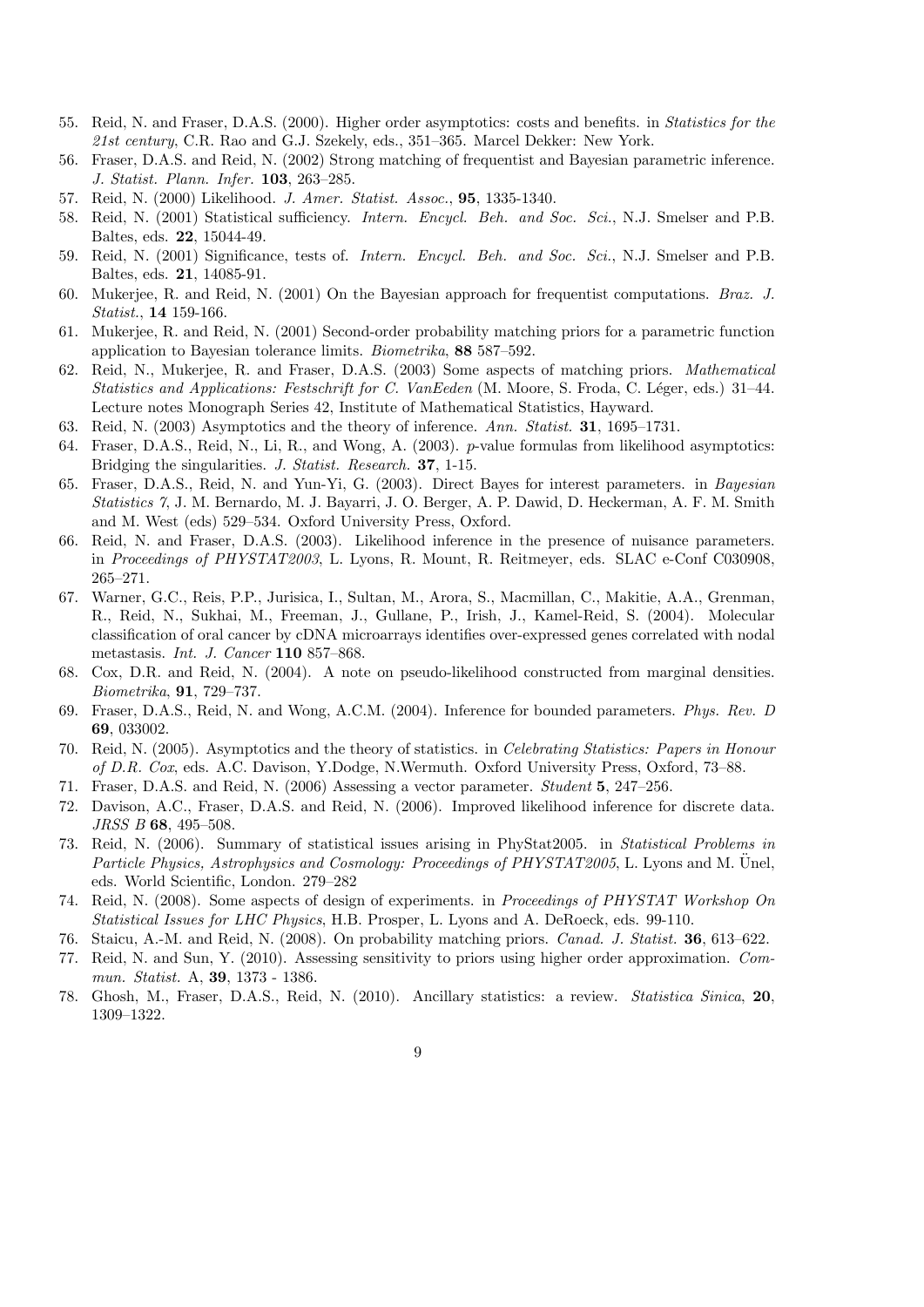55. Reid, N. and Fraser, D.A.S. (2000). Higher order asymptotics: costs and benefits. in *Statistics for the 21st century*, C.R. Rao and G.J. Szekely, eds., 351–365. Marcel Dekker: New York.
56. Fraser, D.A.S. and Reid, N. (2002) Strong matching of frequentist and Bayesian parametric inference. *J. Statist. Plann. Infer.* **103**, 263–285.
57. Reid, N. (2000) Likelihood. *J. Amer. Statist. Assoc.*, **95**, 1335-1340.
58. Reid, N. (2001) Statistical sufficiency. *Intern. Encycl. Beh. and Soc. Sci.*, N.J. Smelser and P.B. Baltes, eds. **22**, 15044-49.
59. Reid, N. (2001) Significance, tests of. *Intern. Encycl. Beh. and Soc. Sci.*, N.J. Smelser and P.B. Baltes, eds. **21**, 14085-91.
60. Mukerjee, R. and Reid, N. (2001) On the Bayesian approach for frequentist computations. *Braz. J. Statist.*, **14** 159-166.
61. Mukerjee, R. and Reid, N. (2001) Second-order probability matching priors for a parametric function application to Bayesian tolerance limits. *Biometrika*, **88** 587–592.
62. Reid, N., Mukerjee, R. and Fraser, D.A.S. (2003) Some aspects of matching priors. *Mathematical Statistics and Applications: Festschrift for C. VanEeden* (M. Moore, S. Froda, C. Léger, eds.) 31–44. Lecture notes Monograph Series 42, Institute of Mathematical Statistics, Hayward.
63. Reid, N. (2003) Asymptotics and the theory of inference. *Ann. Statist.* **31**, 1695–1731.
64. Fraser, D.A.S., Reid, N., Li, R., and Wong, A. (2003). $p$-value formulas from likelihood asymptotics: Bridging the singularities. *J. Statist. Research.* **37**, 1-15.
65. Fraser, D.A.S., Reid, N. and Yun-Yi, G. (2003). Direct Bayes for interest parameters. in *Bayesian Statistics 7*, J. M. Bernardo, M. J. Bayarri, J. O. Berger, A. P. Dawid, D. Heckerman, A. F. M. Smith and M. West (eds) 529–534. Oxford University Press, Oxford.
66. Reid, N. and Fraser, D.A.S. (2003). Likelihood inference in the presence of nuisance parameters. in *Proceedings of PHYSTAT2003*, L. Lyons, R. Mount, R. Reitmeyer, eds. SLAC e-Conf C030908, 265–271.
67. Warner, G.C., Reis, P.P., Jurisica, I., Sultan, M., Arora, S., Macmillan, C., Makitie, A.A., Grenman, R., Reid, N., Sukhai, M., Freeman, J., Gullane, P., Irish, J., Kamel-Reid, S. (2004). Molecular classification of oral cancer by cDNA microarrays identifies over-expressed genes correlated with nodal metastasis. *Int. J. Cancer* **110** 857–868.
68. Cox, D.R. and Reid, N. (2004). A note on pseudo-likelihood constructed from marginal densities. *Biometrika*, **91**, 729–737.
69. Fraser, D.A.S., Reid, N. and Wong, A.C.M. (2004). Inference for bounded parameters. *Phys. Rev. D* **69**, 033002.
70. Reid, N. (2005). Asymptotics and the theory of statistics. in *Celebrating Statistics: Papers in Honour of D.R. Cox*, eds. A.C. Davison, Y.Dodge, N.Wermuth. Oxford University Press, Oxford, 73–88.
71. Fraser, D.A.S. and Reid, N. (2006) Assessing a vector parameter. *Student* **5**, 247–256.
72. Davison, A.C., Fraser, D.A.S. and Reid, N. (2006). Improved likelihood inference for discrete data. *JRSS B* **68**, 495–508.
73. Reid, N. (2006). Summary of statistical issues arising in PhyStat2005. in *Statistical Problems in Particle Physics, Astrophysics and Cosmology: Proceedings of PHYSTAT2005*, L. Lyons and M. Ünel, eds. World Scientific, London. 279–282
74. Reid, N. (2008). Some aspects of design of experiments. in *Proceedings of PHYSTAT Workshop On Statistical Issues for LHC Physics*, H.B. Prosper, L. Lyons and A. DeRoeck, eds. 99-110.
76. Staicu, A.-M. and Reid, N. (2008). On probability matching priors. *Canad. J. Statist.* **36**, 613–622.
77. Reid, N. and Sun, Y. (2010). Assessing sensitivity to priors using higher order approximation. *Commun. Statist.* A, **39**, 1373 - 1386.
78. Ghosh, M., Fraser, D.A.S., Reid, N. (2010). Ancillary statistics: a review. *Statistica Sinica*, **20**, 1309–1322.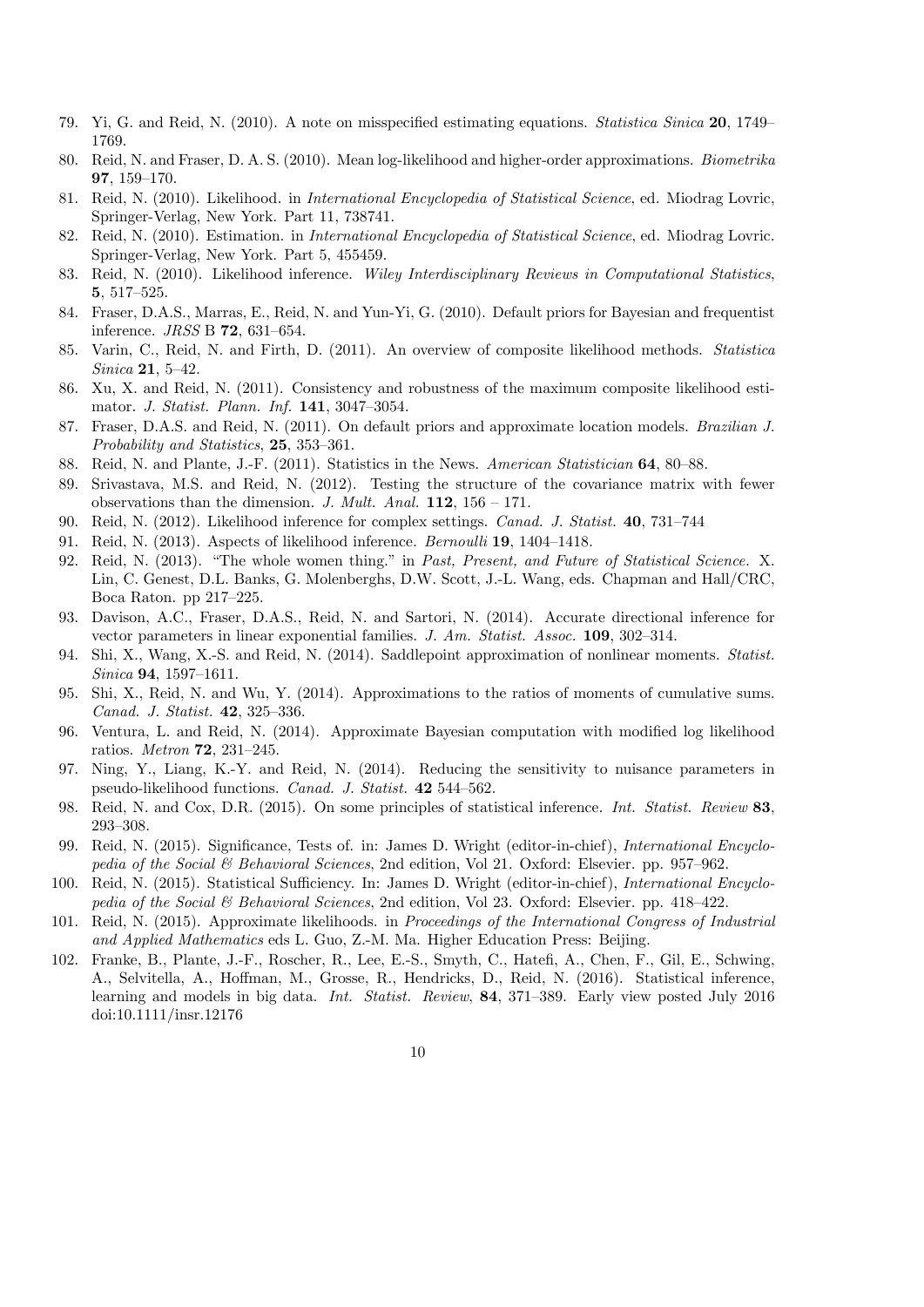79. Yi, G. and Reid, N. (2010). A note on misspecified estimating equations. *Statistica Sinica* **20**, 1749–1769.
80. Reid, N. and Fraser, D. A. S. (2010). Mean log-likelihood and higher-order approximations. *Biometrika* **97**, 159–170.
81. Reid, N. (2010). Likelihood. in *International Encyclopedia of Statistical Science*, ed. Miodrag Lovric, Springer-Verlag, New York. Part 11, 738741.
82. Reid, N. (2010). Estimation. in *International Encyclopedia of Statistical Science*, ed. Miodrag Lovric. Springer-Verlag, New York. Part 5, 455459.
83. Reid, N. (2010). Likelihood inference. *Wiley Interdisciplinary Reviews in Computational Statistics*, **5**, 517–525.
84. Fraser, D.A.S., Marras, E., Reid, N. and Yun-Yi, G. (2010). Default priors for Bayesian and frequentist inference. *JRSS* B **72**, 631–654.
85. Varin, C., Reid, N. and Firth, D. (2011). An overview of composite likelihood methods. *Statistica Sinica* **21**, 5–42.
86. Xu, X. and Reid, N. (2011). Consistency and robustness of the maximum composite likelihood estimator. *J. Statist. Plann. Inf.* **141**, 3047–3054.
87. Fraser, D.A.S. and Reid, N. (2011). On default priors and approximate location models. *Brazilian J. Probability and Statistics*, **25**, 353–361.
88. Reid, N. and Plante, J.-F. (2011). Statistics in the News. *American Statistician* **64**, 80–88.
89. Srivastava, M.S. and Reid, N. (2012). Testing the structure of the covariance matrix with fewer observations than the dimension. *J. Mult. Anal.* **112**, 156 – 171.
90. Reid, N. (2012). Likelihood inference for complex settings. *Canad. J. Statist.* **40**, 731–744
91. Reid, N. (2013). Aspects of likelihood inference. *Bernoulli* **19**, 1404–1418.
92. Reid, N. (2013). "The whole women thing." in *Past, Present, and Future of Statistical Science.* X. Lin, C. Genest, D.L. Banks, G. Molenberghs, D.W. Scott, J.-L. Wang, eds. Chapman and Hall/CRC, Boca Raton. pp 217–225.
93. Davison, A.C., Fraser, D.A.S., Reid, N. and Sartori, N. (2014). Accurate directional inference for vector parameters in linear exponential families. *J. Am. Statist. Assoc.* **109**, 302–314.
94. Shi, X., Wang, X.-S. and Reid, N. (2014). Saddlepoint approximation of nonlinear moments. *Statist. Sinica* **94**, 1597–1611.
95. Shi, X., Reid, N. and Wu, Y. (2014). Approximations to the ratios of moments of cumulative sums. *Canad. J. Statist.* **42**, 325–336.
96. Ventura, L. and Reid, N. (2014). Approximate Bayesian computation with modified log likelihood ratios. *Metron* **72**, 231–245.
97. Ning, Y., Liang, K.-Y. and Reid, N. (2014). Reducing the sensitivity to nuisance parameters in pseudo-likelihood functions. *Canad. J. Statist.* **42** 544–562.
98. Reid, N. and Cox, D.R. (2015). On some principles of statistical inference. *Int. Statist. Review* **83**, 293–308.
99. Reid, N. (2015). Significance, Tests of. in: James D. Wright (editor-in-chief), *International Encyclopedia of the Social & Behavioral Sciences*, 2nd edition, Vol 21. Oxford: Elsevier. pp. 957–962.
100. Reid, N. (2015). Statistical Sufficiency. In: James D. Wright (editor-in-chief), *International Encyclopedia of the Social & Behavioral Sciences*, 2nd edition, Vol 23. Oxford: Elsevier. pp. 418–422.
101. Reid, N. (2015). Approximate likelihoods. in *Proceedings of the International Congress of Industrial and Applied Mathematics* eds L. Guo, Z.-M. Ma. Higher Education Press: Beijing.
102. Franke, B., Plante, J.-F., Roscher, R., Lee, E.-S., Smyth, C., Hatefi, A., Chen, F., Gil, E., Schwing, A., Selvitella, A., Hoffman, M., Grosse, R., Hendricks, D., Reid, N. (2016). Statistical inference, learning and models in big data. *Int. Statist. Review*, **84**, 371–389. Early view posted July 2016 doi:10.1111/insr.12176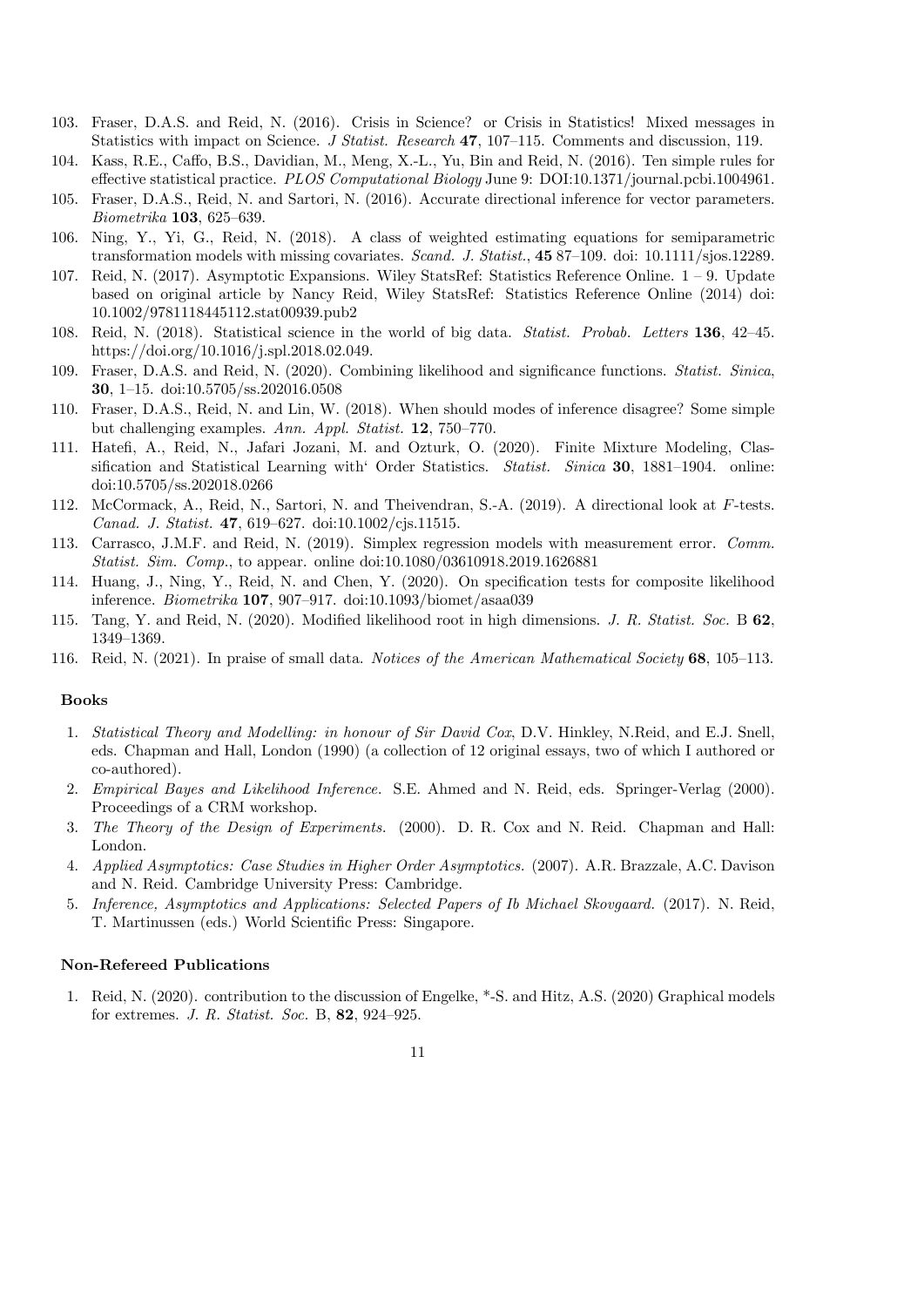103. Fraser, D.A.S. and Reid, N. (2016). Crisis in Science? or Crisis in Statistics! Mixed messages in Statistics with impact on Science. *J Statist. Research* **47**, 107–115. Comments and discussion, 119.
104. Kass, R.E., Caffo, B.S., Davidian, M., Meng, X.-L., Yu, Bin and Reid, N. (2016). Ten simple rules for effective statistical practice. *PLOS Computational Biology* June 9: DOI:10.1371/journal.pcbi.1004961.
105. Fraser, D.A.S., Reid, N. and Sartori, N. (2016). Accurate directional inference for vector parameters. *Biometrika* **103**, 625–639.
106. Ning, Y., Yi, G., Reid, N. (2018). A class of weighted estimating equations for semiparametric transformation models with missing covariates. *Scand. J. Statist.*, **45** 87–109. doi: 10.1111/sjos.12289.
107. Reid, N. (2017). Asymptotic Expansions. Wiley StatsRef: Statistics Reference Online. 1 – 9. Update based on original article by Nancy Reid, Wiley StatsRef: Statistics Reference Online (2014) doi: 10.1002/9781118445112.stat00939.pub2
108. Reid, N. (2018). Statistical science in the world of big data. *Statist. Probab. Letters* **136**, 42–45. https://doi.org/10.1016/j.spl.2018.02.049.
109. Fraser, D.A.S. and Reid, N. (2020). Combining likelihood and significance functions. *Statist. Sinica*, **30**, 1–15. doi:10.5705/ss.202016.0508
110. Fraser, D.A.S., Reid, N. and Lin, W. (2018). When should modes of inference disagree? Some simple but challenging examples. *Ann. Appl. Statist.* **12**, 750–770.
111. Hatefi, A., Reid, N., Jafari Jozani, M. and Ozturk, O. (2020). Finite Mixture Modeling, Classification and Statistical Learning with‘ Order Statistics. *Statist. Sinica* **30**, 1881–1904. online: doi:10.5705/ss.202018.0266
112. McCormack, A., Reid, N., Sartori, N. and Theivendran, S.-A. (2019). A directional look at $F$-tests. *Canad. J. Statist.* **47**, 619–627. doi:10.1002/cjs.11515.
113. Carrasco, J.M.F. and Reid, N. (2019). Simplex regression models with measurement error. *Comm. Statist. Sim. Comp.*, to appear. online doi:10.1080/03610918.2019.1626881
114. Huang, J., Ning, Y., Reid, N. and Chen, Y. (2020). On specification tests for composite likelihood inference. *Biometrika* **107**, 907–917. doi:10.1093/biomet/asaa039
115. Tang, Y. and Reid, N. (2020). Modified likelihood root in high dimensions. *J. R. Statist. Soc.* B **62**, 1349–1369.
116. Reid, N. (2021). In praise of small data. *Notices of the American Mathematical Society* **68**, 105–113.

### Books

1. *Statistical Theory and Modelling: in honour of Sir David Cox*, D.V. Hinkley, N.Reid, and E.J. Snell, eds. Chapman and Hall, London (1990) (a collection of 12 original essays, two of which I authored or co-authored).
2. *Empirical Bayes and Likelihood Inference.* S.E. Ahmed and N. Reid, eds. Springer-Verlag (2000). Proceedings of a CRM workshop.
3. *The Theory of the Design of Experiments.* (2000). D. R. Cox and N. Reid. Chapman and Hall: London.
4. *Applied Asymptotics: Case Studies in Higher Order Asymptotics.* (2007). A.R. Brazzale, A.C. Davison and N. Reid. Cambridge University Press: Cambridge.
5. *Inference, Asymptotics and Applications: Selected Papers of Ib Michael Skovgaard.* (2017). N. Reid, T. Martinussen (eds.) World Scientific Press: Singapore.

### Non-Refereed Publications

1. Reid, N. (2020). contribution to the discussion of Engelke, *-S. and Hitz, A.S. (2020) Graphical models for extremes. *J. R. Statist. Soc.* B, **82**, 924–925.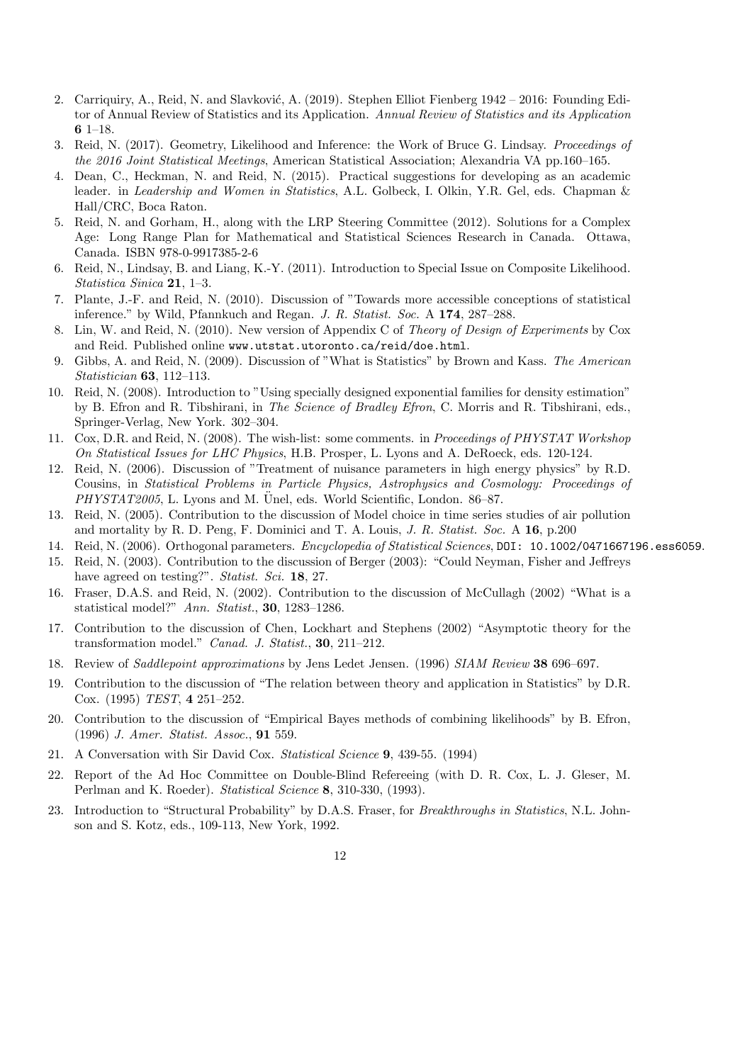2. Carriquiry, A., Reid, N. and Slavković, A. (2019). Stephen Elliot Fienberg 1942 – 2016: Founding Editor of Annual Review of Statistics and its Application. *Annual Review of Statistics and its Application* **6** 1–18.
3. Reid, N. (2017). Geometry, Likelihood and Inference: the Work of Bruce G. Lindsay. *Proceedings of the 2016 Joint Statistical Meetings*, American Statistical Association; Alexandria VA pp.160–165.
4. Dean, C., Heckman, N. and Reid, N. (2015). Practical suggestions for developing as an academic leader. in *Leadership and Women in Statistics*, A.L. Golbeck, I. Olkin, Y.R. Gel, eds. Chapman & Hall/CRC, Boca Raton.
5. Reid, N. and Gorham, H., along with the LRP Steering Committee (2012). Solutions for a Complex Age: Long Range Plan for Mathematical and Statistical Sciences Research in Canada. Ottawa, Canada. ISBN 978-0-9917385-2-6
6. Reid, N., Lindsay, B. and Liang, K.-Y. (2011). Introduction to Special Issue on Composite Likelihood. *Statistica Sinica* **21**, 1–3.
7. Plante, J.-F. and Reid, N. (2010). Discussion of "Towards more accessible conceptions of statistical inference." by Wild, Pfannkuch and Regan. *J. R. Statist. Soc.* A **174**, 287–288.
8. Lin, W. and Reid, N. (2010). New version of Appendix C of *Theory of Design of Experiments* by Cox and Reid. Published online `www.utstat.utoronto.ca/reid/doe.html`.
9. Gibbs, A. and Reid, N. (2009). Discussion of "What is Statistics" by Brown and Kass. *The American Statistician* **63**, 112–113.
10. Reid, N. (2008). Introduction to "Using specially designed exponential families for density estimation" by B. Efron and R. Tibshirani, in *The Science of Bradley Efron*, C. Morris and R. Tibshirani, eds., Springer-Verlag, New York. 302–304.
11. Cox, D.R. and Reid, N. (2008). The wish-list: some comments. in *Proceedings of PHYSTAT Workshop On Statistical Issues for LHC Physics*, H.B. Prosper, L. Lyons and A. DeRoeck, eds. 120-124.
12. Reid, N. (2006). Discussion of "Treatment of nuisance parameters in high energy physics" by R.D. Cousins, in *Statistical Problems in Particle Physics, Astrophysics and Cosmology: Proceedings of PHYSTAT2005*, L. Lyons and M. Ünel, eds. World Scientific, London. 86–87.
13. Reid, N. (2005). Contribution to the discussion of Model choice in time series studies of air pollution and mortality by R. D. Peng, F. Dominici and T. A. Louis, *J. R. Statist. Soc.* A **16**, p.200
14. Reid, N. (2006). Orthogonal parameters. *Encyclopedia of Statistical Sciences*, `DOI: 10.1002/0471667196.ess6059`.
15. Reid, N. (2003). Contribution to the discussion of Berger (2003): "Could Neyman, Fisher and Jeffreys have agreed on testing?". *Statist. Sci.* **18**, 27.
16. Fraser, D.A.S. and Reid, N. (2002). Contribution to the discussion of McCullagh (2002) "What is a statistical model?" *Ann. Statist.*, **30**, 1283–1286.
17. Contribution to the discussion of Chen, Lockhart and Stephens (2002) "Asymptotic theory for the transformation model." *Canad. J. Statist.*, **30**, 211–212.
18. Review of *Saddlepoint approximations* by Jens Ledet Jensen. (1996) *SIAM Review* **38** 696–697.
19. Contribution to the discussion of "The relation between theory and application in Statistics" by D.R. Cox. (1995) *TEST*, **4** 251–252.
20. Contribution to the discussion of "Empirical Bayes methods of combining likelihoods" by B. Efron, (1996) *J. Amer. Statist. Assoc.*, **91** 559.
21. A Conversation with Sir David Cox. *Statistical Science* **9**, 439-55. (1994)
22. Report of the Ad Hoc Committee on Double-Blind Refereeing (with D. R. Cox, L. J. Gleser, M. Perlman and K. Roeder). *Statistical Science* **8**, 310-330, (1993).
23. Introduction to "Structural Probability" by D.A.S. Fraser, for *Breakthroughs in Statistics*, N.L. Johnson and S. Kotz, eds., 109-113, New York, 1992.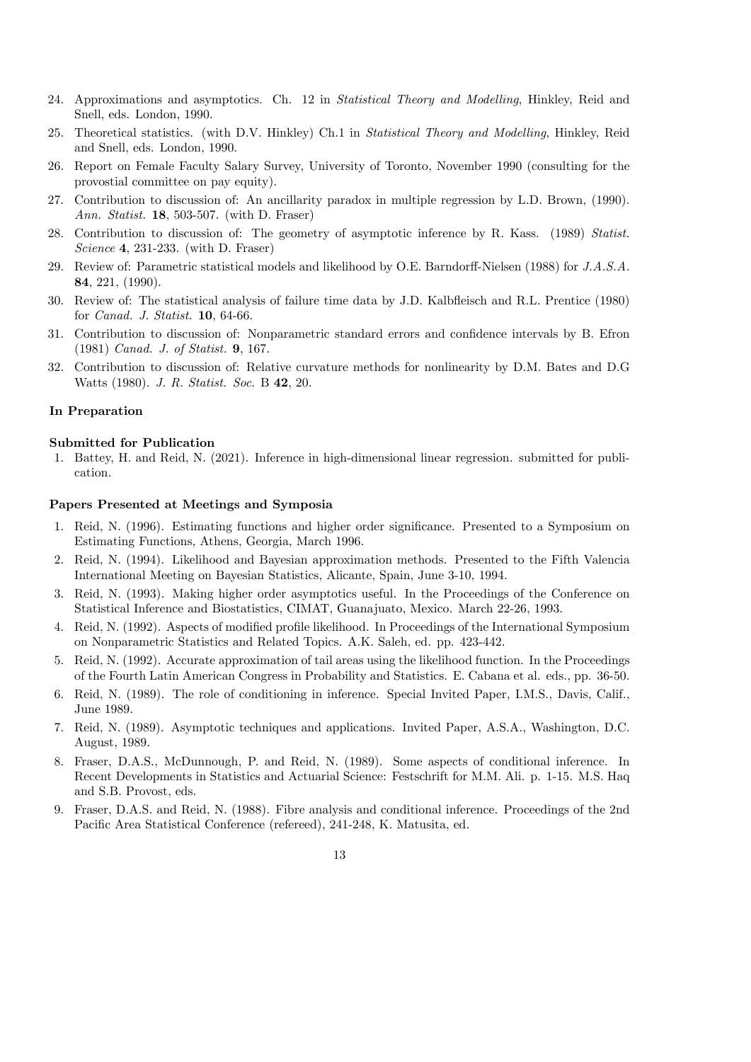24. Approximations and asymptotics. Ch. 12 in *Statistical Theory and Modelling*, Hinkley, Reid and Snell, eds. London, 1990.
25. Theoretical statistics. (with D.V. Hinkley) Ch.1 in *Statistical Theory and Modelling*, Hinkley, Reid and Snell, eds. London, 1990.
26. Report on Female Faculty Salary Survey, University of Toronto, November 1990 (consulting for the provostial committee on pay equity).
27. Contribution to discussion of: An ancillarity paradox in multiple regression by L.D. Brown, (1990). *Ann. Statist.* **18**, 503-507. (with D. Fraser)
28. Contribution to discussion of: The geometry of asymptotic inference by R. Kass. (1989) *Statist. Science* **4**, 231-233. (with D. Fraser)
29. Review of: Parametric statistical models and likelihood by O.E. Barndorff-Nielsen (1988) for *J.A.S.A.* **84**, 221, (1990).
30. Review of: The statistical analysis of failure time data by J.D. Kalbfleisch and R.L. Prentice (1980) for *Canad. J. Statist.* **10**, 64-66.
31. Contribution to discussion of: Nonparametric standard errors and confidence intervals by B. Efron (1981) *Canad. J. of Statist.* **9**, 167.
32. Contribution to discussion of: Relative curvature methods for nonlinearity by D.M. Bates and D.G Watts (1980). *J. R. Statist. Soc.* B **42**, 20.

### In Preparation

### Submitted for Publication

1. Battey, H. and Reid, N. (2021). Inference in high-dimensional linear regression. submitted for publication.

### Papers Presented at Meetings and Symposia

1. Reid, N. (1996). Estimating functions and higher order significance. Presented to a Symposium on Estimating Functions, Athens, Georgia, March 1996.
2. Reid, N. (1994). Likelihood and Bayesian approximation methods. Presented to the Fifth Valencia International Meeting on Bayesian Statistics, Alicante, Spain, June 3-10, 1994.
3. Reid, N. (1993). Making higher order asymptotics useful. In the Proceedings of the Conference on Statistical Inference and Biostatistics, CIMAT, Guanajuato, Mexico. March 22-26, 1993.
4. Reid, N. (1992). Aspects of modified profile likelihood. In Proceedings of the International Symposium on Nonparametric Statistics and Related Topics. A.K. Saleh, ed. pp. 423-442.
5. Reid, N. (1992). Accurate approximation of tail areas using the likelihood function. In the Proceedings of the Fourth Latin American Congress in Probability and Statistics. E. Cabana et al. eds., pp. 36-50.
6. Reid, N. (1989). The role of conditioning in inference. Special Invited Paper, I.M.S., Davis, Calif., June 1989.
7. Reid, N. (1989). Asymptotic techniques and applications. Invited Paper, A.S.A., Washington, D.C. August, 1989.
8. Fraser, D.A.S., McDunnough, P. and Reid, N. (1989). Some aspects of conditional inference. In Recent Developments in Statistics and Actuarial Science: Festschrift for M.M. Ali. p. 1-15. M.S. Haq and S.B. Provost, eds.
9. Fraser, D.A.S. and Reid, N. (1988). Fibre analysis and conditional inference. Proceedings of the 2nd Pacific Area Statistical Conference (refereed), 241-248, K. Matusita, ed.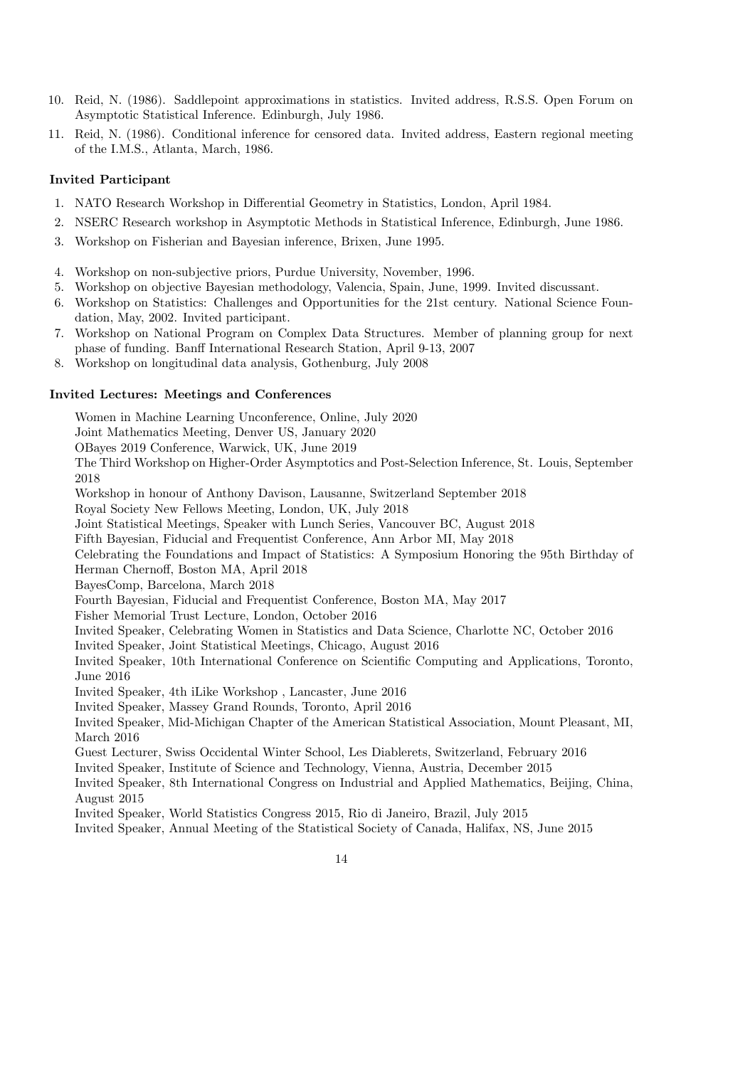10. Reid, N. (1986). Saddlepoint approximations in statistics. Invited address, R.S.S. Open Forum on Asymptotic Statistical Inference. Edinburgh, July 1986.
11. Reid, N. (1986). Conditional inference for censored data. Invited address, Eastern regional meeting of the I.M.S., Atlanta, March, 1986.

### Invited Participant

1. NATO Research Workshop in Differential Geometry in Statistics, London, April 1984.
2. NSERC Research workshop in Asymptotic Methods in Statistical Inference, Edinburgh, June 1986.
3. Workshop on Fisherian and Bayesian inference, Brixen, June 1995.
4. Workshop on non-subjective priors, Purdue University, November, 1996.
5. Workshop on objective Bayesian methodology, Valencia, Spain, June, 1999. Invited discussant.
6. Workshop on Statistics: Challenges and Opportunities for the 21st century. National Science Foundation, May, 2002. Invited participant.
7. Workshop on National Program on Complex Data Structures. Member of planning group for next phase of funding. Banff International Research Station, April 9-13, 2007
8. Workshop on longitudinal data analysis, Gothenburg, July 2008

### Invited Lectures: Meetings and Conferences

Women in Machine Learning Unconference, Online, July 2020
Joint Mathematics Meeting, Denver US, January 2020
OBayes 2019 Conference, Warwick, UK, June 2019
The Third Workshop on Higher-Order Asymptotics and Post-Selection Inference, St. Louis, September 2018
Workshop in honour of Anthony Davison, Lausanne, Switzerland September 2018
Royal Society New Fellows Meeting, London, UK, July 2018
Joint Statistical Meetings, Speaker with Lunch Series, Vancouver BC, August 2018
Fifth Bayesian, Fiducial and Frequentist Conference, Ann Arbor MI, May 2018
Celebrating the Foundations and Impact of Statistics: A Symposium Honoring the 95th Birthday of Herman Chernoff, Boston MA, April 2018
BayesComp, Barcelona, March 2018
Fourth Bayesian, Fiducial and Frequentist Conference, Boston MA, May 2017
Fisher Memorial Trust Lecture, London, October 2016
Invited Speaker, Celebrating Women in Statistics and Data Science, Charlotte NC, October 2016
Invited Speaker, Joint Statistical Meetings, Chicago, August 2016
Invited Speaker, 10th International Conference on Scientific Computing and Applications, Toronto, June 2016
Invited Speaker, 4th iLike Workshop , Lancaster, June 2016
Invited Speaker, Massey Grand Rounds, Toronto, April 2016
Invited Speaker, Mid-Michigan Chapter of the American Statistical Association, Mount Pleasant, MI, March 2016
Guest Lecturer, Swiss Occidental Winter School, Les Diablerets, Switzerland, February 2016
Invited Speaker, Institute of Science and Technology, Vienna, Austria, December 2015
Invited Speaker, 8th International Congress on Industrial and Applied Mathematics, Beijing, China, August 2015
Invited Speaker, World Statistics Congress 2015, Rio di Janeiro, Brazil, July 2015
Invited Speaker, Annual Meeting of the Statistical Society of Canada, Halifax, NS, June 2015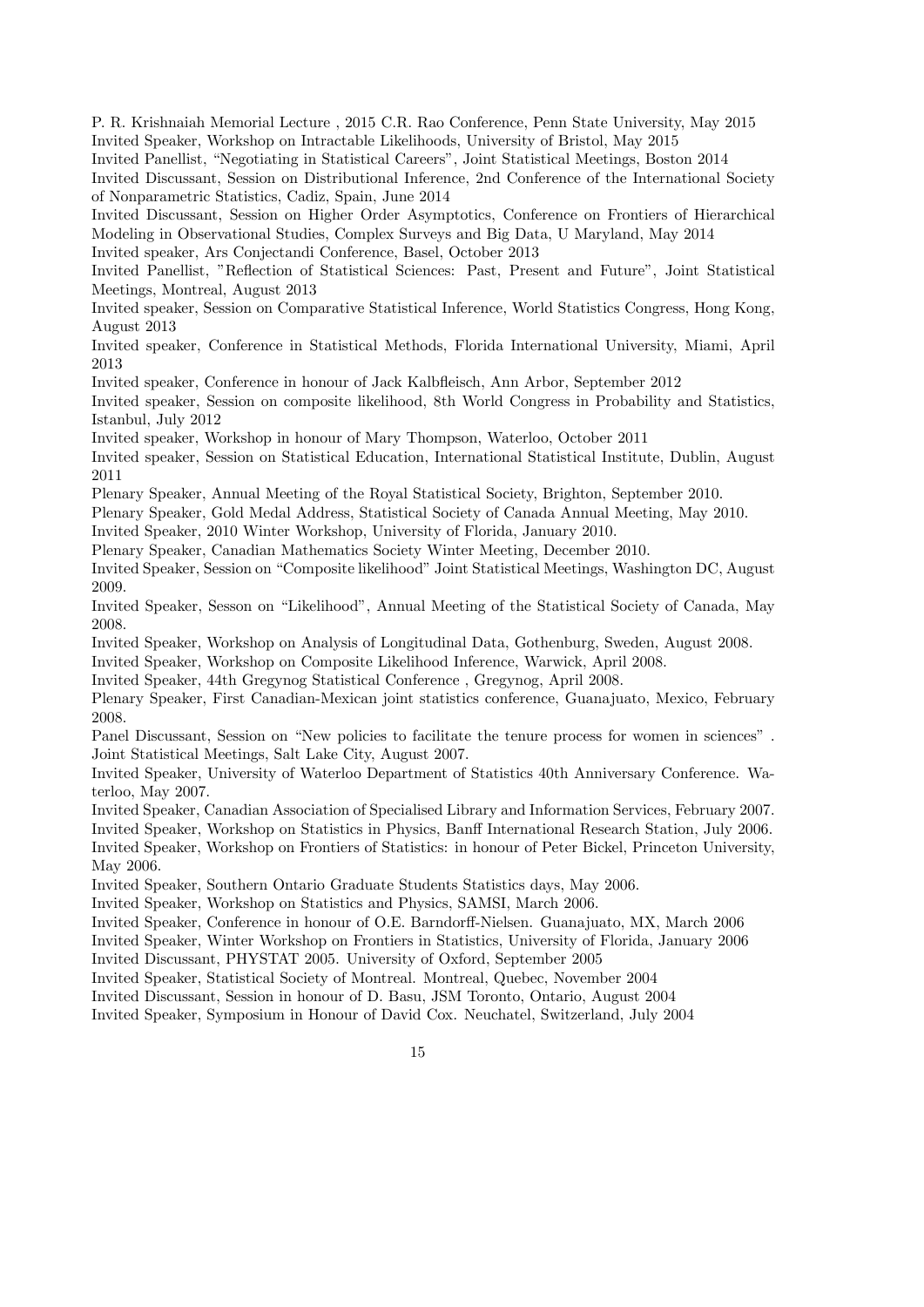P. R. Krishnaiah Memorial Lecture , 2015 C.R. Rao Conference, Penn State University, May 2015

Invited Speaker, Workshop on Intractable Likelihoods, University of Bristol, May 2015

Invited Panellist, "Negotiating in Statistical Careers", Joint Statistical Meetings, Boston 2014

Invited Discussant, Session on Distributional Inference, 2nd Conference of the International Society of Nonparametric Statistics, Cadiz, Spain, June 2014

Invited Discussant, Session on Higher Order Asymptotics, Conference on Frontiers of Hierarchical Modeling in Observational Studies, Complex Surveys and Big Data, U Maryland, May 2014

Invited speaker, Ars Conjectandi Conference, Basel, October 2013

Invited Panellist, "Reflection of Statistical Sciences: Past, Present and Future", Joint Statistical Meetings, Montreal, August 2013

Invited speaker, Session on Comparative Statistical Inference, World Statistics Congress, Hong Kong, August 2013

Invited speaker, Conference in Statistical Methods, Florida International University, Miami, April 2013

Invited speaker, Conference in honour of Jack Kalbfleisch, Ann Arbor, September 2012

Invited speaker, Session on composite likelihood, 8th World Congress in Probability and Statistics, Istanbul, July 2012

Invited speaker, Workshop in honour of Mary Thompson, Waterloo, October 2011

Invited speaker, Session on Statistical Education, International Statistical Institute, Dublin, August 2011

Plenary Speaker, Annual Meeting of the Royal Statistical Society, Brighton, September 2010.

Plenary Speaker, Gold Medal Address, Statistical Society of Canada Annual Meeting, May 2010.

Invited Speaker, 2010 Winter Workshop, University of Florida, January 2010.

Plenary Speaker, Canadian Mathematics Society Winter Meeting, December 2010.

Invited Speaker, Session on "Composite likelihood" Joint Statistical Meetings, Washington DC, August 2009.

Invited Speaker, Sesson on "Likelihood", Annual Meeting of the Statistical Society of Canada, May 2008.

Invited Speaker, Workshop on Analysis of Longitudinal Data, Gothenburg, Sweden, August 2008.

Invited Speaker, Workshop on Composite Likelihood Inference, Warwick, April 2008.

Invited Speaker, 44th Gregynog Statistical Conference , Gregynog, April 2008.

Plenary Speaker, First Canadian-Mexican joint statistics conference, Guanajuato, Mexico, February 2008.

Panel Discussant, Session on "New policies to facilitate the tenure process for women in sciences" . Joint Statistical Meetings, Salt Lake City, August 2007.

Invited Speaker, University of Waterloo Department of Statistics 40th Anniversary Conference. Waterloo, May 2007.

Invited Speaker, Canadian Association of Specialised Library and Information Services, February 2007.

Invited Speaker, Workshop on Statistics in Physics, Banff International Research Station, July 2006.

Invited Speaker, Workshop on Frontiers of Statistics: in honour of Peter Bickel, Princeton University, May 2006.

Invited Speaker, Southern Ontario Graduate Students Statistics days, May 2006.

Invited Speaker, Workshop on Statistics and Physics, SAMSI, March 2006.

Invited Speaker, Conference in honour of O.E. Barndorff-Nielsen. Guanajuato, MX, March 2006

Invited Speaker, Winter Workshop on Frontiers in Statistics, University of Florida, January 2006

Invited Discussant, PHYSTAT 2005. University of Oxford, September 2005

Invited Speaker, Statistical Society of Montreal. Montreal, Quebec, November 2004

Invited Discussant, Session in honour of D. Basu, JSM Toronto, Ontario, August 2004

Invited Speaker, Symposium in Honour of David Cox. Neuchatel, Switzerland, July 2004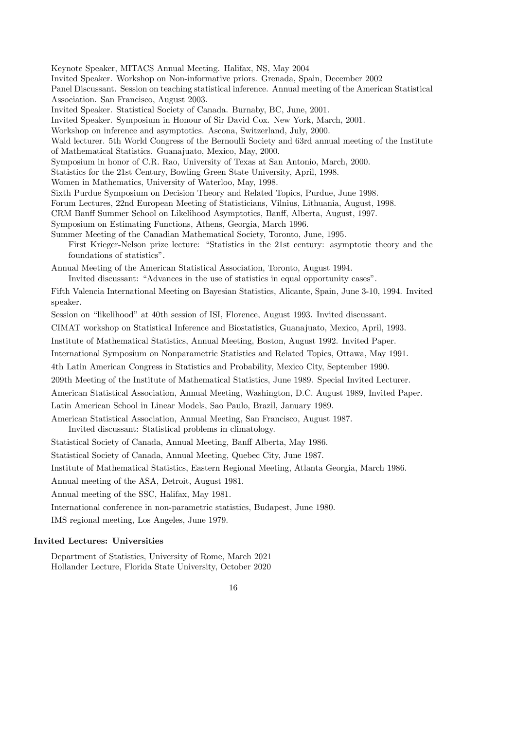Keynote Speaker, MITACS Annual Meeting. Halifax, NS, May 2004

Invited Speaker. Workshop on Non-informative priors. Grenada, Spain, December 2002

Panel Discussant. Session on teaching statistical inference. Annual meeting of the American Statistical Association. San Francisco, August 2003.

Invited Speaker. Statistical Society of Canada. Burnaby, BC, June, 2001.

Invited Speaker. Symposium in Honour of Sir David Cox. New York, March, 2001.

Workshop on inference and asymptotics. Ascona, Switzerland, July, 2000.

Wald lecturer. 5th World Congress of the Bernoulli Society and 63rd annual meeting of the Institute of Mathematical Statistics. Guanajuato, Mexico, May, 2000.

Symposium in honor of C.R. Rao, University of Texas at San Antonio, March, 2000.

Statistics for the 21st Century, Bowling Green State University, April, 1998.

Women in Mathematics, University of Waterloo, May, 1998.

Sixth Purdue Symposium on Decision Theory and Related Topics, Purdue, June 1998.

Forum Lectures, 22nd European Meeting of Statisticians, Vilnius, Lithuania, August, 1998.

CRM Banff Summer School on Likelihood Asymptotics, Banff, Alberta, August, 1997.

Symposium on Estimating Functions, Athens, Georgia, March 1996.

Summer Meeting of the Canadian Mathematical Society, Toronto, June, 1995.

First Krieger-Nelson prize lecture: "Statistics in the 21st century: asymptotic theory and the foundations of statistics".

Annual Meeting of the American Statistical Association, Toronto, August 1994.

Invited discussant: "Advances in the use of statistics in equal opportunity cases".

Fifth Valencia International Meeting on Bayesian Statistics, Alicante, Spain, June 3-10, 1994. Invited speaker.

Session on "likelihood" at 40th session of ISI, Florence, August 1993. Invited discussant.

CIMAT workshop on Statistical Inference and Biostatistics, Guanajuato, Mexico, April, 1993.

Institute of Mathematical Statistics, Annual Meeting, Boston, August 1992. Invited Paper.

International Symposium on Nonparametric Statistics and Related Topics, Ottawa, May 1991.

4th Latin American Congress in Statistics and Probability, Mexico City, September 1990.

209th Meeting of the Institute of Mathematical Statistics, June 1989. Special Invited Lecturer.

American Statistical Association, Annual Meeting, Washington, D.C. August 1989, Invited Paper.

Latin American School in Linear Models, Sao Paulo, Brazil, January 1989.

American Statistical Association, Annual Meeting, San Francisco, August 1987.

Invited discussant: Statistical problems in climatology.

Statistical Society of Canada, Annual Meeting, Banff Alberta, May 1986.

Statistical Society of Canada, Annual Meeting, Quebec City, June 1987.

Institute of Mathematical Statistics, Eastern Regional Meeting, Atlanta Georgia, March 1986.

Annual meeting of the ASA, Detroit, August 1981.

Annual meeting of the SSC, Halifax, May 1981.

International conference in non-parametric statistics, Budapest, June 1980.

IMS regional meeting, Los Angeles, June 1979.

### Invited Lectures: Universities

Department of Statistics, University of Rome, March 2021

Hollander Lecture, Florida State University, October 2020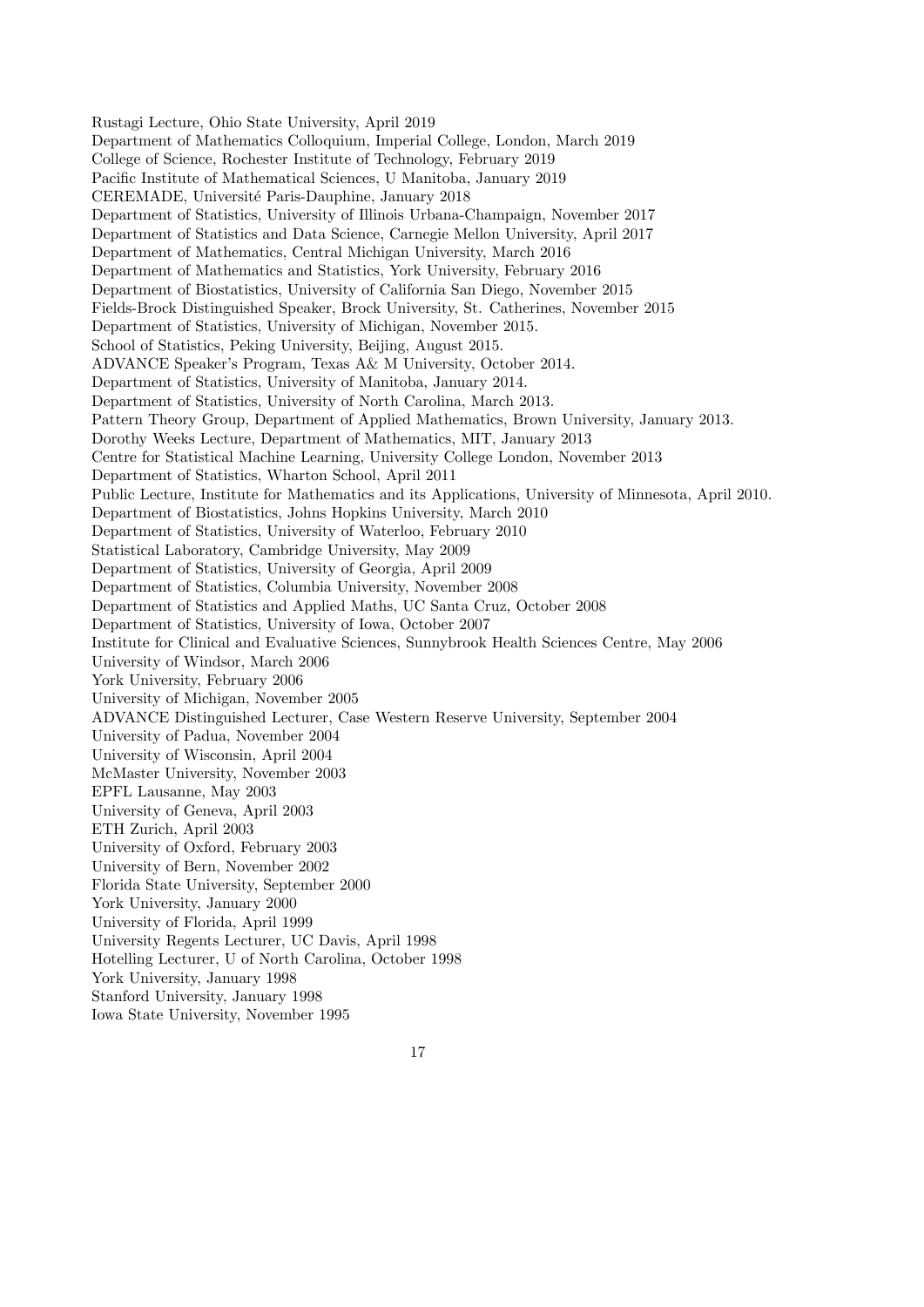Rustagi Lecture, Ohio State University, April 2019
Department of Mathematics Colloquium, Imperial College, London, March 2019
College of Science, Rochester Institute of Technology, February 2019
Pacific Institute of Mathematical Sciences, U Manitoba, January 2019
CEREMADE, Université Paris-Dauphine, January 2018
Department of Statistics, University of Illinois Urbana-Champaign, November 2017
Department of Statistics and Data Science, Carnegie Mellon University, April 2017
Department of Mathematics, Central Michigan University, March 2016
Department of Mathematics and Statistics, York University, February 2016
Department of Biostatistics, University of California San Diego, November 2015
Fields-Brock Distinguished Speaker, Brock University, St. Catherines, November 2015
Department of Statistics, University of Michigan, November 2015.
School of Statistics, Peking University, Beijing, August 2015.
ADVANCE Speaker's Program, Texas A& M University, October 2014.
Department of Statistics, University of Manitoba, January 2014.
Department of Statistics, University of North Carolina, March 2013.
Pattern Theory Group, Department of Applied Mathematics, Brown University, January 2013.
Dorothy Weeks Lecture, Department of Mathematics, MIT, January 2013
Centre for Statistical Machine Learning, University College London, November 2013
Department of Statistics, Wharton School, April 2011
Public Lecture, Institute for Mathematics and its Applications, University of Minnesota, April 2010.
Department of Biostatistics, Johns Hopkins University, March 2010
Department of Statistics, University of Waterloo, February 2010
Statistical Laboratory, Cambridge University, May 2009
Department of Statistics, University of Georgia, April 2009
Department of Statistics, Columbia University, November 2008
Department of Statistics and Applied Maths, UC Santa Cruz, October 2008
Department of Statistics, University of Iowa, October 2007
Institute for Clinical and Evaluative Sciences, Sunnybrook Health Sciences Centre, May 2006
University of Windsor, March 2006
York University, February 2006
University of Michigan, November 2005
ADVANCE Distinguished Lecturer, Case Western Reserve University, September 2004
University of Padua, November 2004
University of Wisconsin, April 2004
McMaster University, November 2003
EPFL Lausanne, May 2003
University of Geneva, April 2003
ETH Zurich, April 2003
University of Oxford, February 2003
University of Bern, November 2002
Florida State University, September 2000
York University, January 2000
University of Florida, April 1999
University Regents Lecturer, UC Davis, April 1998
Hotelling Lecturer, U of North Carolina, October 1998
York University, January 1998
Stanford University, January 1998
Iowa State University, November 1995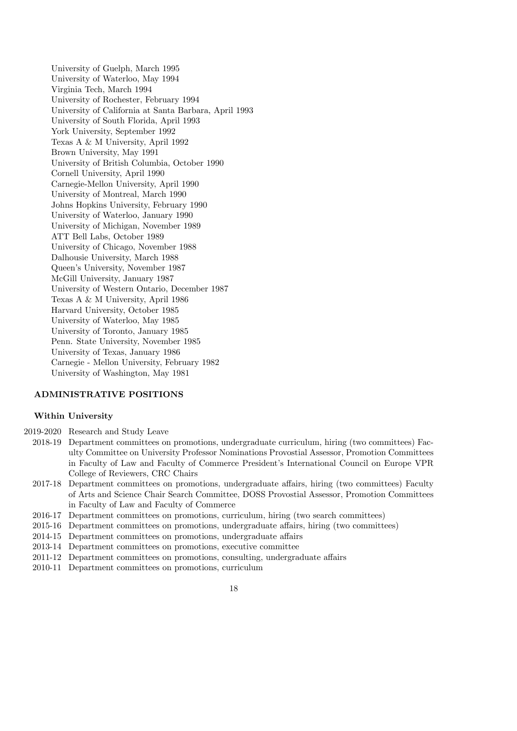University of Guelph, March 1995
University of Waterloo, May 1994
Virginia Tech, March 1994
University of Rochester, February 1994
University of California at Santa Barbara, April 1993
University of South Florida, April 1993
York University, September 1992
Texas A & M University, April 1992
Brown University, May 1991
University of British Columbia, October 1990
Cornell University, April 1990
Carnegie-Mellon University, April 1990
University of Montreal, March 1990
Johns Hopkins University, February 1990
University of Waterloo, January 1990
University of Michigan, November 1989
ATT Bell Labs, October 1989
University of Chicago, November 1988
Dalhousie University, March 1988
Queen's University, November 1987
McGill University, January 1987
University of Western Ontario, December 1987
Texas A & M University, April 1986
Harvard University, October 1985
University of Waterloo, May 1985
University of Toronto, January 1985
Penn. State University, November 1985
University of Texas, January 1986
Carnegie - Mellon University, February 1982
University of Washington, May 1981

## ADMINISTRATIVE POSITIONS

### Within University

- 2019-2020 Research and Study Leave
- 2018-19 Department committees on promotions, undergraduate curriculum, hiring (two committees) Faculty Committee on University Professor Nominations Provostial Assessor, Promotion Committees in Faculty of Law and Faculty of Commerce President's International Council on Europe VPR College of Reviewers, CRC Chairs
- 2017-18 Department committees on promotions, undergraduate affairs, hiring (two committees) Faculty of Arts and Science Chair Search Committee, DOSS Provostial Assessor, Promotion Committees in Faculty of Law and Faculty of Commerce
- 2016-17 Department committees on promotions, curriculum, hiring (two search committees)
- 2015-16 Department committees on promotions, undergraduate affairs, hiring (two committees)
- 2014-15 Department committees on promotions, undergraduate affairs
- 2013-14 Department committees on promotions, executive committee
- 2011-12 Department committees on promotions, consulting, undergraduate affairs
- 2010-11 Department committees on promotions, curriculum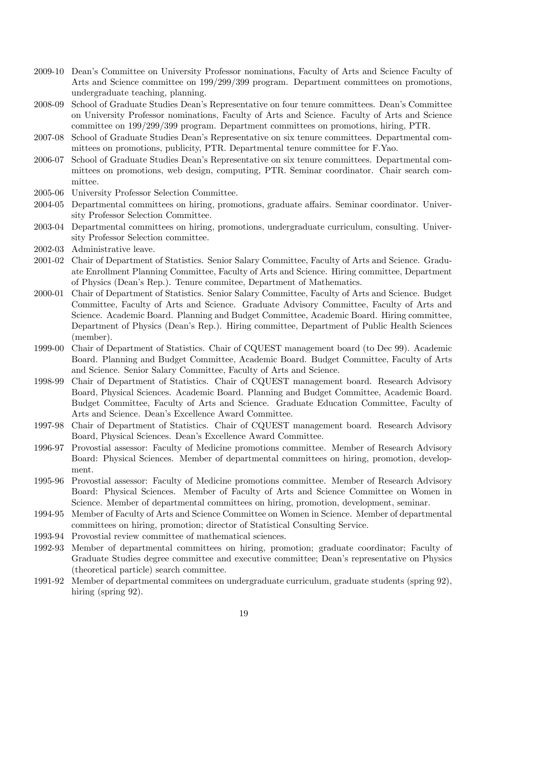2009-10 Dean's Committee on University Professor nominations, Faculty of Arts and Science Faculty of Arts and Science committee on 199/299/399 program. Department committees on promotions, undergraduate teaching, planning.

2008-09 School of Graduate Studies Dean's Representative on four tenure committees. Dean's Committee on University Professor nominations, Faculty of Arts and Science. Faculty of Arts and Science committee on 199/299/399 program. Department committees on promotions, hiring, PTR.

2007-08 School of Graduate Studies Dean's Representative on six tenure committees. Departmental committees on promotions, publicity, PTR. Departmental tenure committee for F.Yao.

2006-07 School of Graduate Studies Dean's Representative on six tenure committees. Departmental committees on promotions, web design, computing, PTR. Seminar coordinator. Chair search committee.

2005-06 University Professor Selection Committee.

2004-05 Departmental committees on hiring, promotions, graduate affairs. Seminar coordinator. University Professor Selection Committee.

2003-04 Departmental committees on hiring, promotions, undergraduate curriculum, consulting. University Professor Selection committee.

2002-03 Administrative leave.

2001-02 Chair of Department of Statistics. Senior Salary Committee, Faculty of Arts and Science. Graduate Enrollment Planning Committee, Faculty of Arts and Science. Hiring committee, Department of Physics (Dean's Rep.). Tenure commitee, Department of Mathematics.

2000-01 Chair of Department of Statistics. Senior Salary Committee, Faculty of Arts and Science. Budget Committee, Faculty of Arts and Science. Graduate Advisory Committee, Faculty of Arts and Science. Academic Board. Planning and Budget Committee, Academic Board. Hiring committee, Department of Physics (Dean's Rep.). Hiring committee, Department of Public Health Sciences (member).

1999-00 Chair of Department of Statistics. Chair of CQUEST management board (to Dec 99). Academic Board. Planning and Budget Committee, Academic Board. Budget Committee, Faculty of Arts and Science. Senior Salary Committee, Faculty of Arts and Science.

1998-99 Chair of Department of Statistics. Chair of CQUEST management board. Research Advisory Board, Physical Sciences. Academic Board. Planning and Budget Committee, Academic Board. Budget Committee, Faculty of Arts and Science. Graduate Education Committee, Faculty of Arts and Science. Dean's Excellence Award Committee.

1997-98 Chair of Department of Statistics. Chair of CQUEST management board. Research Advisory Board, Physical Sciences. Dean's Excellence Award Committee.

1996-97 Provostial assessor: Faculty of Medicine promotions committee. Member of Research Advisory Board: Physical Sciences. Member of departmental committees on hiring, promotion, development.

1995-96 Provostial assessor: Faculty of Medicine promotions committee. Member of Research Advisory Board: Physical Sciences. Member of Faculty of Arts and Science Committee on Women in Science. Member of departmental committees on hiring, promotion, development, seminar.

1994-95 Member of Faculty of Arts and Science Committee on Women in Science. Member of departmental committees on hiring, promotion; director of Statistical Consulting Service.

1993-94 Provostial review committee of mathematical sciences.

1992-93 Member of departmental committees on hiring, promotion; graduate coordinator; Faculty of Graduate Studies degree committee and executive committee; Dean's representative on Physics (theoretical particle) search committee.

1991-92 Member of departmental commitees on undergraduate curriculum, graduate students (spring 92), hiring (spring 92).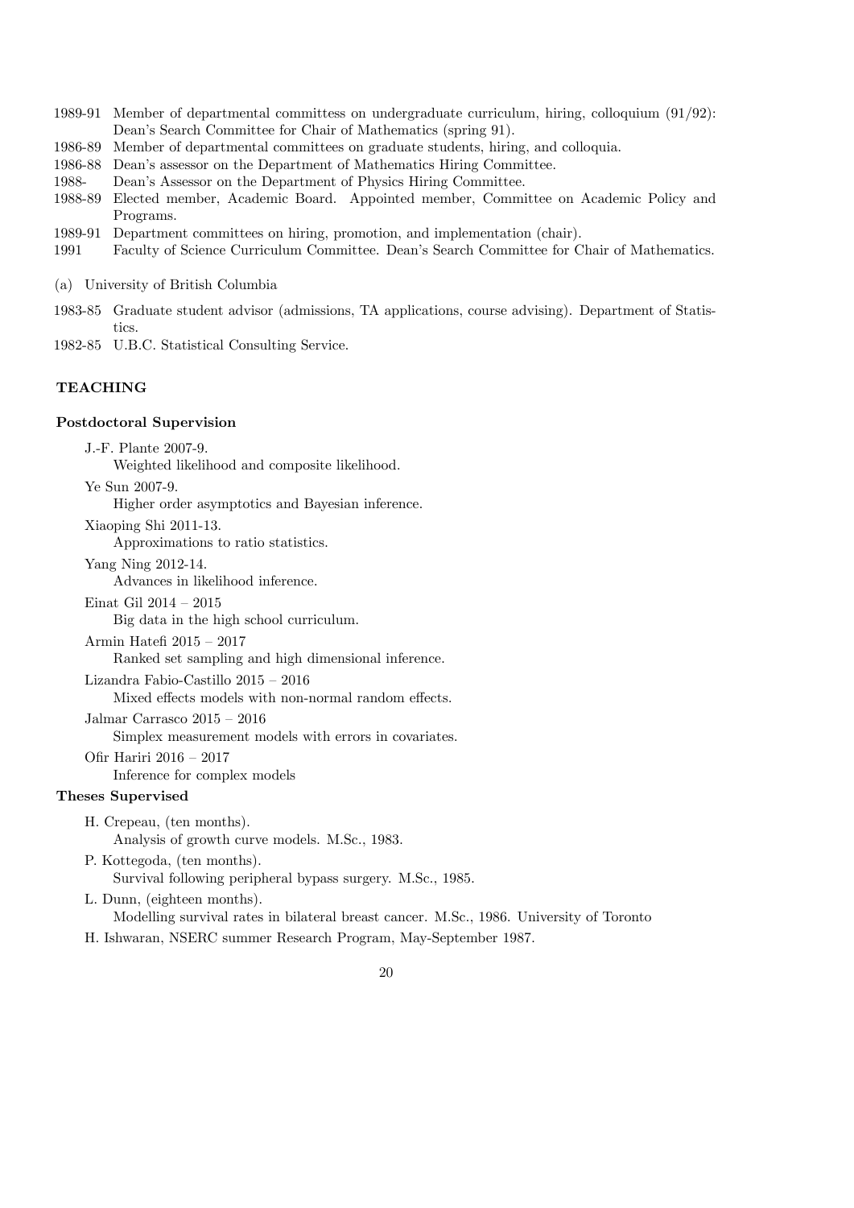1989-91 Member of departmental committess on undergraduate curriculum, hiring, colloquium (91/92): Dean's Search Committee for Chair of Mathematics (spring 91).

1986-89 Member of departmental committees on graduate students, hiring, and colloquia.

1986-88 Dean's assessor on the Department of Mathematics Hiring Committee.

1988- Dean's Assessor on the Department of Physics Hiring Committee.

1988-89 Elected member, Academic Board. Appointed member, Committee on Academic Policy and Programs.

1989-91 Department committees on hiring, promotion, and implementation (chair).

1991 Faculty of Science Curriculum Committee. Dean's Search Committee for Chair of Mathematics.

(a) University of British Columbia

1983-85 Graduate student advisor (admissions, TA applications, course advising). Department of Statistics.

1982-85 U.B.C. Statistical Consulting Service.

## TEACHING

### Postdoctoral Supervision

J.-F. Plante 2007-9.
Weighted likelihood and composite likelihood.

Ye Sun 2007-9.
Higher order asymptotics and Bayesian inference.

Xiaoping Shi 2011-13.
Approximations to ratio statistics.

Yang Ning 2012-14.
Advances in likelihood inference.

Einat Gil 2014 – 2015
Big data in the high school curriculum.

Armin Hatefi 2015 – 2017
Ranked set sampling and high dimensional inference.

Lizandra Fabio-Castillo 2015 – 2016
Mixed effects models with non-normal random effects.

Jalmar Carrasco 2015 – 2016
Simplex measurement models with errors in covariates.

Ofir Hariri 2016 – 2017
Inference for complex models

### Theses Supervised

H. Crepeau, (ten months).
Analysis of growth curve models. M.Sc., 1983.

P. Kottegoda, (ten months).
Survival following peripheral bypass surgery. M.Sc., 1985.

L. Dunn, (eighteen months).
Modelling survival rates in bilateral breast cancer. M.Sc., 1986. University of Toronto

H. Ishwaran, NSERC summer Research Program, May-September 1987.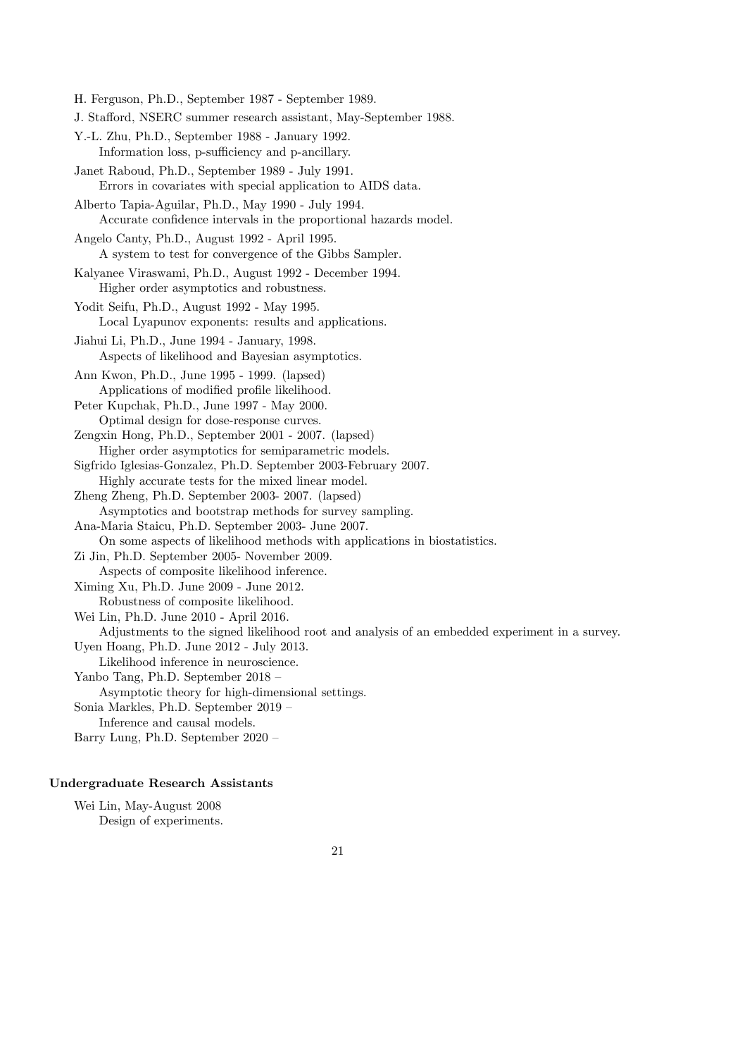H. Ferguson, Ph.D., September 1987 - September 1989.

J. Stafford, NSERC summer research assistant, May-September 1988.

Y.-L. Zhu, Ph.D., September 1988 - January 1992.
  Information loss, p-sufficiency and p-ancillary.

Janet Raboud, Ph.D., September 1989 - July 1991.
  Errors in covariates with special application to AIDS data.

Alberto Tapia-Aguilar, Ph.D., May 1990 - July 1994.
  Accurate confidence intervals in the proportional hazards model.

Angelo Canty, Ph.D., August 1992 - April 1995.
  A system to test for convergence of the Gibbs Sampler.

Kalyanee Viraswami, Ph.D., August 1992 - December 1994.
  Higher order asymptotics and robustness.

Yodit Seifu, Ph.D., August 1992 - May 1995.
  Local Lyapunov exponents: results and applications.

Jiahui Li, Ph.D., June 1994 - January, 1998.
  Aspects of likelihood and Bayesian asymptotics.

Ann Kwon, Ph.D., June 1995 - 1999. (lapsed)
  Applications of modified profile likelihood.

Peter Kupchak, Ph.D., June 1997 - May 2000.
  Optimal design for dose-response curves.

Zengxin Hong, Ph.D., September 2001 - 2007. (lapsed)
  Higher order asymptotics for semiparametric models.

Sigfrido Iglesias-Gonzalez, Ph.D. September 2003-February 2007.
  Highly accurate tests for the mixed linear model.

Zheng Zheng, Ph.D. September 2003- 2007. (lapsed)
  Asymptotics and bootstrap methods for survey sampling.

Ana-Maria Staicu, Ph.D. September 2003- June 2007.
  On some aspects of likelihood methods with applications in biostatistics.

Zi Jin, Ph.D. September 2005- November 2009.
  Aspects of composite likelihood inference.

Ximing Xu, Ph.D. June 2009 - June 2012.
  Robustness of composite likelihood.

Wei Lin, Ph.D. June 2010 - April 2016.
  Adjustments to the signed likelihood root and analysis of an embedded experiment in a survey.

Uyen Hoang, Ph.D. June 2012 - July 2013.
  Likelihood inference in neuroscience.

Yanbo Tang, Ph.D. September 2018 –
  Asymptotic theory for high-dimensional settings.

Sonia Markles, Ph.D. September 2019 –
  Inference and causal models.

Barry Lung, Ph.D. September 2020 –

### Undergraduate Research Assistants

Wei Lin, May-August 2008
  Design of experiments.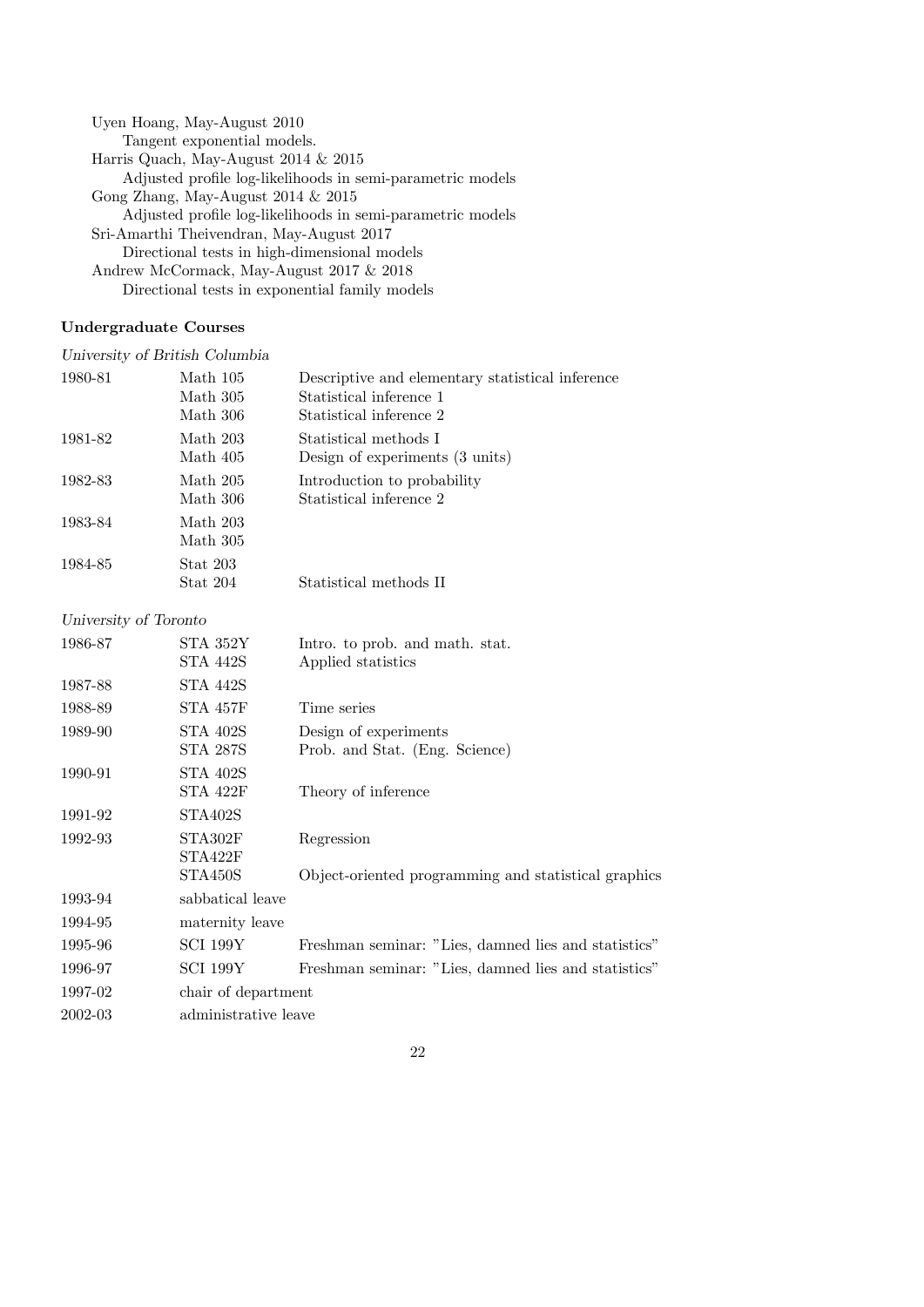Uyen Hoang, May-August 2010
  Tangent exponential models.
Harris Quach, May-August 2014 & 2015
  Adjusted profile log-likelihoods in semi-parametric models
Gong Zhang, May-August 2014 & 2015
  Adjusted profile log-likelihoods in semi-parametric models
Sri-Amarthi Theivendran, May-August 2017
  Directional tests in high-dimensional models
Andrew McCormack, May-August 2017 & 2018
  Directional tests in exponential family models

### Undergraduate Courses

*University of British Columbia*

| | | |
|---|---|---|
| 1980-81 | Math 105 | Descriptive and elementary statistical inference |
| | Math 305 | Statistical inference 1 |
| | Math 306 | Statistical inference 2 |
| 1981-82 | Math 203 | Statistical methods I |
| | Math 405 | Design of experiments (3 units) |
| 1982-83 | Math 205 | Introduction to probability |
| | Math 306 | Statistical inference 2 |
| 1983-84 | Math 203 | |
| | Math 305 | |
| 1984-85 | Stat 203 | |
| | Stat 204 | Statistical methods II |

*University of Toronto*

| | | |
|---|---|---|
| 1986-87 | STA 352Y | Intro. to prob. and math. stat. |
| | STA 442S | Applied statistics |
| 1987-88 | STA 442S | |
| 1988-89 | STA 457F | Time series |
| 1989-90 | STA 402S | Design of experiments |
| | STA 287S | Prob. and Stat. (Eng. Science) |
| 1990-91 | STA 402S | |
| | STA 422F | Theory of inference |
| 1991-92 | STA402S | |
| 1992-93 | STA302F | Regression |
| | STA422F | |
| | STA450S | Object-oriented programming and statistical graphics |
| 1993-94 | sabbatical leave | |
| 1994-95 | maternity leave | |
| 1995-96 | SCI 199Y | Freshman seminar: "Lies, damned lies and statistics" |
| 1996-97 | SCI 199Y | Freshman seminar: "Lies, damned lies and statistics" |
| 1997-02 | chair of department | |
| 2002-03 | administrative leave | |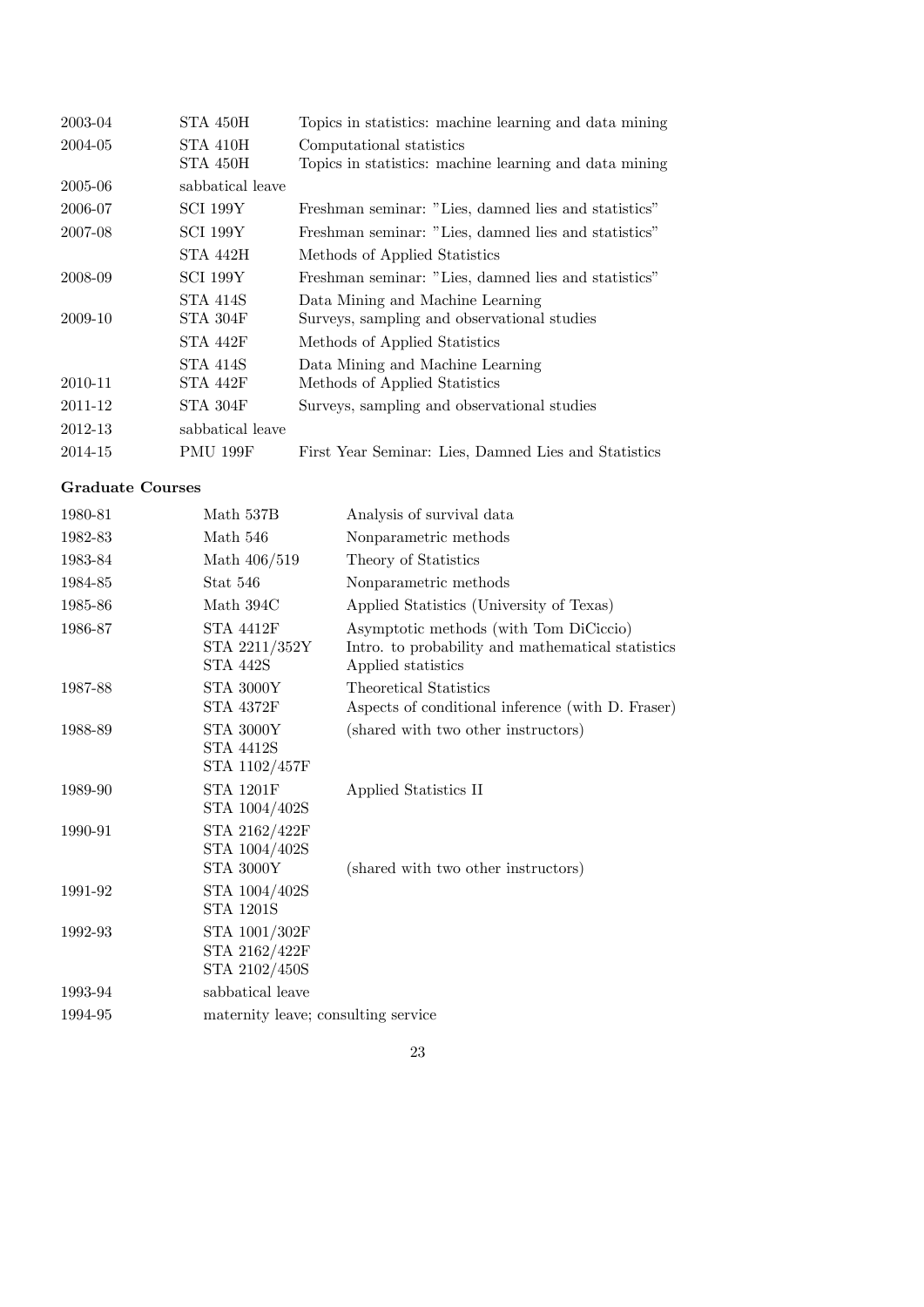| | | |
|---|---|---|
| 2003-04 | STA 450H | Topics in statistics: machine learning and data mining |
| 2004-05 | STA 410H | Computational statistics |
| | STA 450H | Topics in statistics: machine learning and data mining |
| 2005-06 | sabbatical leave | |
| 2006-07 | SCI 199Y | Freshman seminar: "Lies, damned lies and statistics" |
| 2007-08 | SCI 199Y | Freshman seminar: "Lies, damned lies and statistics" |
| | STA 442H | Methods of Applied Statistics |
| 2008-09 | SCI 199Y | Freshman seminar: "Lies, damned lies and statistics" |
| | STA 414S | Data Mining and Machine Learning |
| 2009-10 | STA 304F | Surveys, sampling and observational studies |
| | STA 442F | Methods of Applied Statistics |
| | STA 414S | Data Mining and Machine Learning |
| 2010-11 | STA 442F | Methods of Applied Statistics |
| 2011-12 | STA 304F | Surveys, sampling and observational studies |
| 2012-13 | sabbatical leave | |
| 2014-15 | PMU 199F | First Year Seminar: Lies, Damned Lies and Statistics |

**Graduate Courses**

| | | |
|---|---|---|
| 1980-81 | Math 537B | Analysis of survival data |
| 1982-83 | Math 546 | Nonparametric methods |
| 1983-84 | Math 406/519 | Theory of Statistics |
| 1984-85 | Stat 546 | Nonparametric methods |
| 1985-86 | Math 394C | Applied Statistics (University of Texas) |
| 1986-87 | STA 4412F | Asymptotic methods (with Tom DiCiccio) |
| | STA 2211/352Y | Intro. to probability and mathematical statistics |
| | STA 442S | Applied statistics |
| 1987-88 | STA 3000Y | Theoretical Statistics |
| | STA 4372F | Aspects of conditional inference (with D. Fraser) |
| 1988-89 | STA 3000Y | (shared with two other instructors) |
| | STA 4412S | |
| | STA 1102/457F | |
| 1989-90 | STA 1201F | Applied Statistics II |
| | STA 1004/402S | |
| 1990-91 | STA 2162/422F | |
| | STA 1004/402S | |
| | STA 3000Y | (shared with two other instructors) |
| 1991-92 | STA 1004/402S | |
| | STA 1201S | |
| 1992-93 | STA 1001/302F | |
| | STA 2162/422F | |
| | STA 2102/450S | |
| 1993-94 | sabbatical leave | |
| 1994-95 | maternity leave; consulting service | |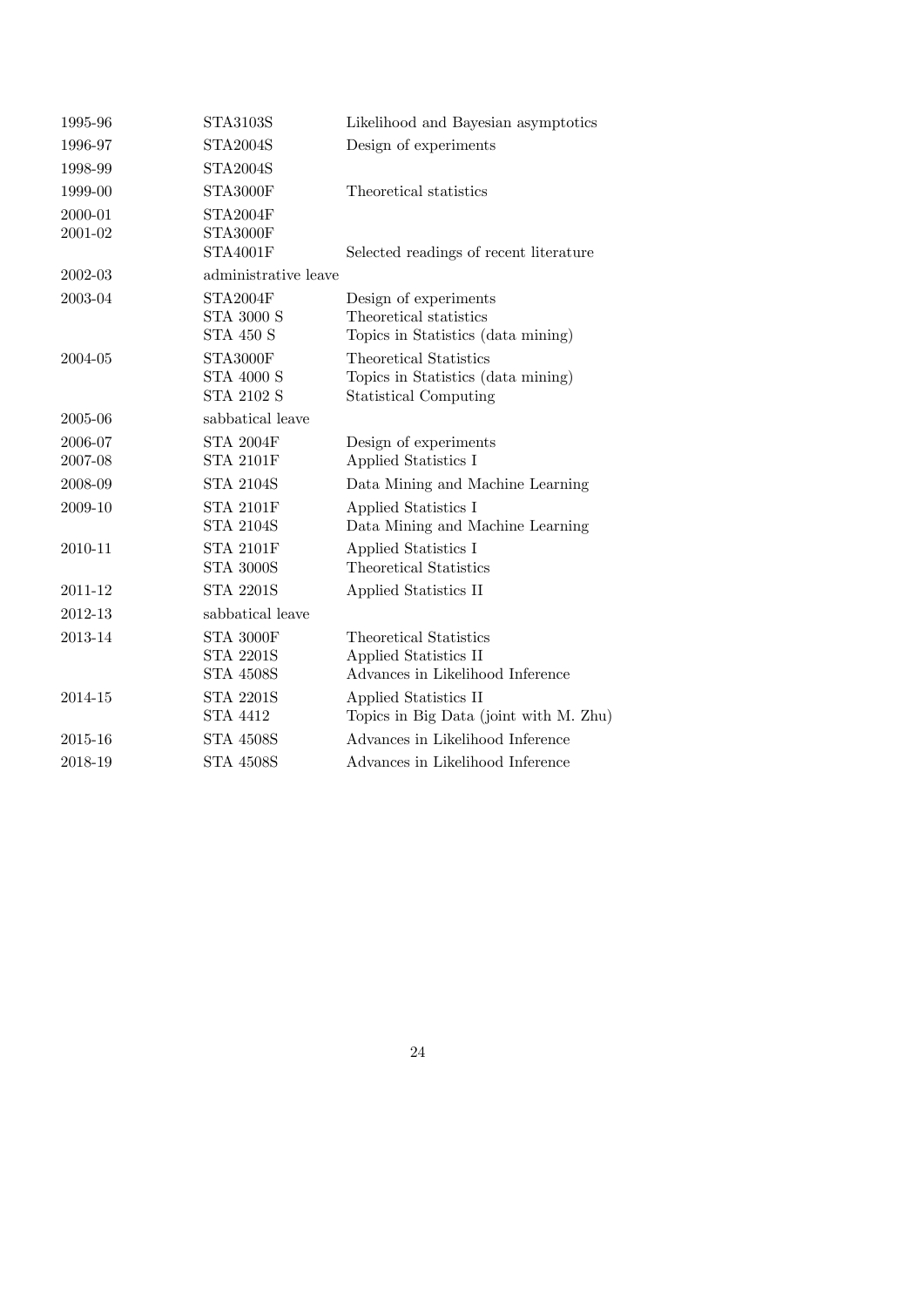| | | |
|---|---|---|
| 1995-96 | STA3103S | Likelihood and Bayesian asymptotics |
| 1996-97 | STA2004S | Design of experiments |
| 1998-99 | STA2004S | |
| 1999-00 | STA3000F | Theoretical statistics |
| 2000-01 | STA2004F | |
| 2001-02 | STA3000F | |
| | STA4001F | Selected readings of recent literature |
| 2002-03 | administrative leave | |
| 2003-04 | STA2004F | Design of experiments |
| | STA 3000 S | Theoretical statistics |
| | STA 450 S | Topics in Statistics (data mining) |
| 2004-05 | STA3000F | Theoretical Statistics |
| | STA 4000 S | Topics in Statistics (data mining) |
| | STA 2102 S | Statistical Computing |
| 2005-06 | sabbatical leave | |
| 2006-07 | STA 2004F | Design of experiments |
| 2007-08 | STA 2101F | Applied Statistics I |
| 2008-09 | STA 2104S | Data Mining and Machine Learning |
| 2009-10 | STA 2101F | Applied Statistics I |
| | STA 2104S | Data Mining and Machine Learning |
| 2010-11 | STA 2101F | Applied Statistics I |
| | STA 3000S | Theoretical Statistics |
| 2011-12 | STA 2201S | Applied Statistics II |
| 2012-13 | sabbatical leave | |
| 2013-14 | STA 3000F | Theoretical Statistics |
| | STA 2201S | Applied Statistics II |
| | STA 4508S | Advances in Likelihood Inference |
| 2014-15 | STA 2201S | Applied Statistics II |
| | STA 4412 | Topics in Big Data (joint with M. Zhu) |
| 2015-16 | STA 4508S | Advances in Likelihood Inference |
| 2018-19 | STA 4508S | Advances in Likelihood Inference |